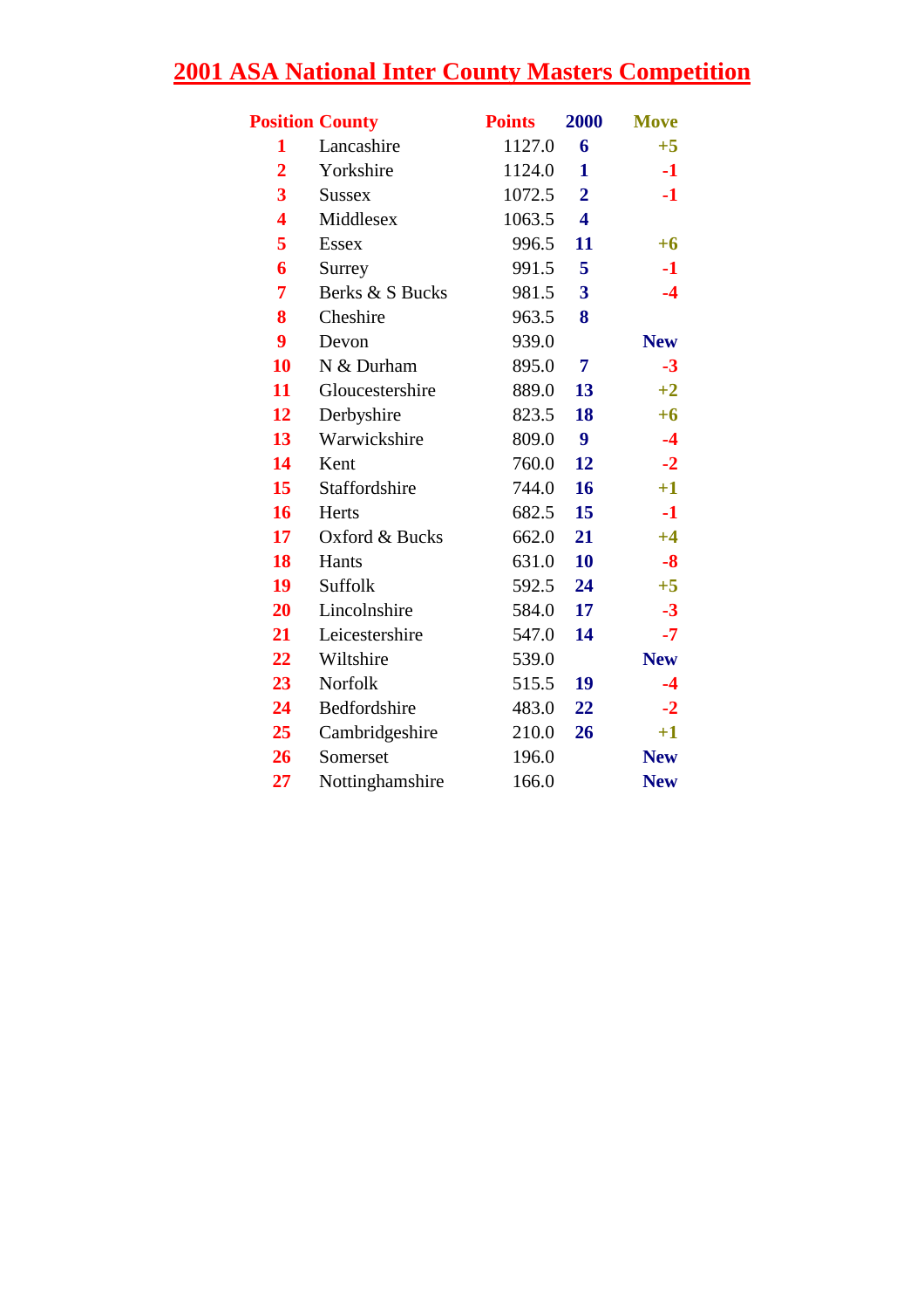# 2001 ASA National Inter County Masters Competition

| Position | County | Points | 2000 | Move |
|---|---|---|---|---|
| 1 | Lancashire | 1127.0 | 6 | +5 |
| 2 | Yorkshire | 1124.0 | 1 | -1 |
| 3 | Sussex | 1072.5 | 2 | -1 |
| 4 | Middlesex | 1063.5 | 4 | |
| 5 | Essex | 996.5 | 11 | +6 |
| 6 | Surrey | 991.5 | 5 | -1 |
| 7 | Berks & S Bucks | 981.5 | 3 | -4 |
| 8 | Cheshire | 963.5 | 8 | |
| 9 | Devon | 939.0 | | New |
| 10 | N & Durham | 895.0 | 7 | -3 |
| 11 | Gloucestershire | 889.0 | 13 | +2 |
| 12 | Derbyshire | 823.5 | 18 | +6 |
| 13 | Warwickshire | 809.0 | 9 | -4 |
| 14 | Kent | 760.0 | 12 | -2 |
| 15 | Staffordshire | 744.0 | 16 | +1 |
| 16 | Herts | 682.5 | 15 | -1 |
| 17 | Oxford & Bucks | 662.0 | 21 | +4 |
| 18 | Hants | 631.0 | 10 | -8 |
| 19 | Suffolk | 592.5 | 24 | +5 |
| 20 | Lincolnshire | 584.0 | 17 | -3 |
| 21 | Leicestershire | 547.0 | 14 | -7 |
| 22 | Wiltshire | 539.0 | | New |
| 23 | Norfolk | 515.5 | 19 | -4 |
| 24 | Bedfordshire | 483.0 | 22 | -2 |
| 25 | Cambridgeshire | 210.0 | 26 | +1 |
| 26 | Somerset | 196.0 | | New |
| 27 | Nottinghamshire | 166.0 | | New |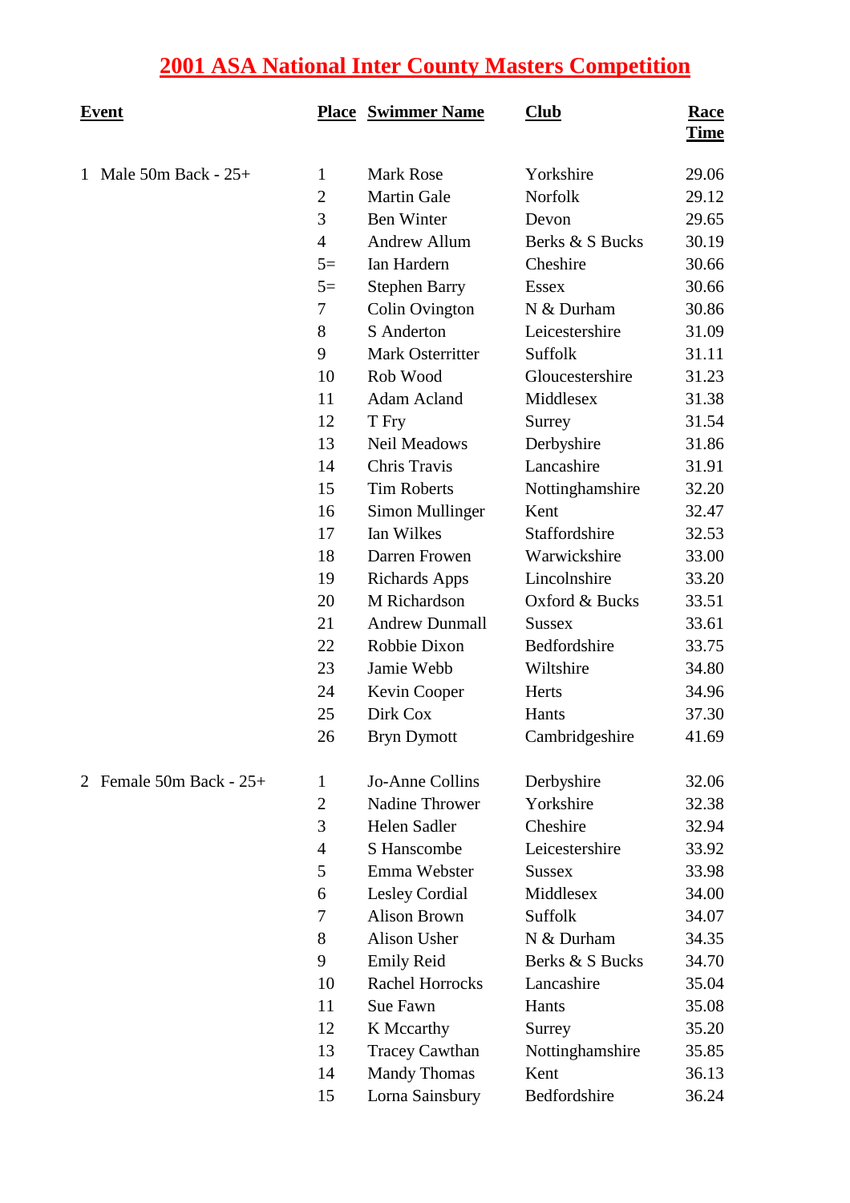# 2001 ASA National Inter County Masters Competition

| Event | Place | Swimmer Name | Club | Race Time |
|---|---|---|---|---|
| 1 Male 50m Back - 25+ | 1 | Mark Rose | Yorkshire | 29.06 |
| | 2 | Martin Gale | Norfolk | 29.12 |
| | 3 | Ben Winter | Devon | 29.65 |
| | 4 | Andrew Allum | Berks & S Bucks | 30.19 |
| | 5= | Ian Hardern | Cheshire | 30.66 |
| | 5= | Stephen Barry | Essex | 30.66 |
| | 7 | Colin Ovington | N & Durham | 30.86 |
| | 8 | S Anderton | Leicestershire | 31.09 |
| | 9 | Mark Osterritter | Suffolk | 31.11 |
| | 10 | Rob Wood | Gloucestershire | 31.23 |
| | 11 | Adam Acland | Middlesex | 31.38 |
| | 12 | T Fry | Surrey | 31.54 |
| | 13 | Neil Meadows | Derbyshire | 31.86 |
| | 14 | Chris Travis | Lancashire | 31.91 |
| | 15 | Tim Roberts | Nottinghamshire | 32.20 |
| | 16 | Simon Mullinger | Kent | 32.47 |
| | 17 | Ian Wilkes | Staffordshire | 32.53 |
| | 18 | Darren Frowen | Warwickshire | 33.00 |
| | 19 | Richards Apps | Lincolnshire | 33.20 |
| | 20 | M Richardson | Oxford & Bucks | 33.51 |
| | 21 | Andrew Dunmall | Sussex | 33.61 |
| | 22 | Robbie Dixon | Bedfordshire | 33.75 |
| | 23 | Jamie Webb | Wiltshire | 34.80 |
| | 24 | Kevin Cooper | Herts | 34.96 |
| | 25 | Dirk Cox | Hants | 37.30 |
| | 26 | Bryn Dymott | Cambridgeshire | 41.69 |
| 2 Female 50m Back - 25+ | 1 | Jo-Anne Collins | Derbyshire | 32.06 |
| | 2 | Nadine Thrower | Yorkshire | 32.38 |
| | 3 | Helen Sadler | Cheshire | 32.94 |
| | 4 | S Hanscombe | Leicestershire | 33.92 |
| | 5 | Emma Webster | Sussex | 33.98 |
| | 6 | Lesley Cordial | Middlesex | 34.00 |
| | 7 | Alison Brown | Suffolk | 34.07 |
| | 8 | Alison Usher | N & Durham | 34.35 |
| | 9 | Emily Reid | Berks & S Bucks | 34.70 |
| | 10 | Rachel Horrocks | Lancashire | 35.04 |
| | 11 | Sue Fawn | Hants | 35.08 |
| | 12 | K Mccarthy | Surrey | 35.20 |
| | 13 | Tracey Cawthan | Nottinghamshire | 35.85 |
| | 14 | Mandy Thomas | Kent | 36.13 |
| | 15 | Lorna Sainsbury | Bedfordshire | 36.24 |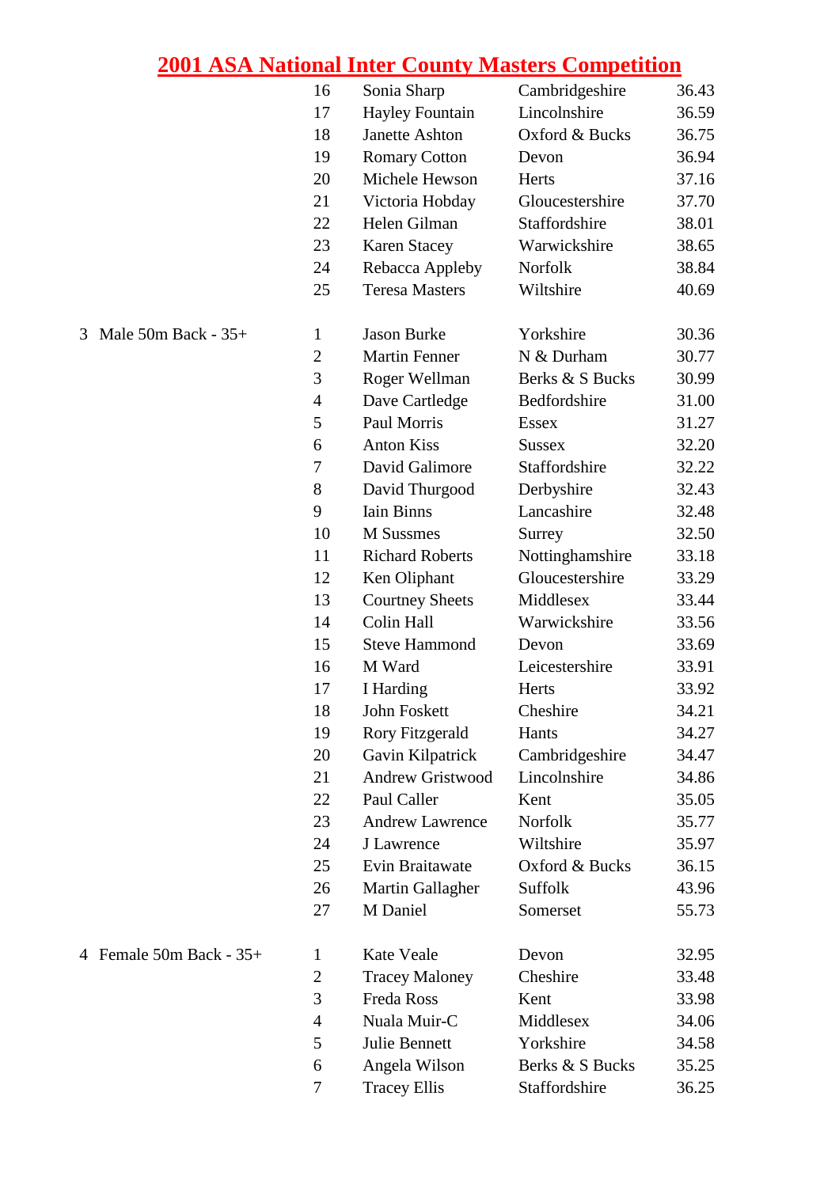# 2001 ASA National Inter County Masters Competition

| Event | Pos | Name | County | Time |
|---|---|---|---|---|
| | 16 | Sonia Sharp | Cambridgeshire | 36.43 |
| | 17 | Hayley Fountain | Lincolnshire | 36.59 |
| | 18 | Janette Ashton | Oxford & Bucks | 36.75 |
| | 19 | Romary Cotton | Devon | 36.94 |
| | 20 | Michele Hewson | Herts | 37.16 |
| | 21 | Victoria Hobday | Gloucestershire | 37.70 |
| | 22 | Helen Gilman | Staffordshire | 38.01 |
| | 23 | Karen Stacey | Warwickshire | 38.65 |
| | 24 | Rebacca Appleby | Norfolk | 38.84 |
| | 25 | Teresa Masters | Wiltshire | 40.69 |
| 3 Male 50m Back - 35+ | 1 | Jason Burke | Yorkshire | 30.36 |
| | 2 | Martin Fenner | N & Durham | 30.77 |
| | 3 | Roger Wellman | Berks & S Bucks | 30.99 |
| | 4 | Dave Cartledge | Bedfordshire | 31.00 |
| | 5 | Paul Morris | Essex | 31.27 |
| | 6 | Anton Kiss | Sussex | 32.20 |
| | 7 | David Galimore | Staffordshire | 32.22 |
| | 8 | David Thurgood | Derbyshire | 32.43 |
| | 9 | Iain Binns | Lancashire | 32.48 |
| | 10 | M Sussmes | Surrey | 32.50 |
| | 11 | Richard Roberts | Nottinghamshire | 33.18 |
| | 12 | Ken Oliphant | Gloucestershire | 33.29 |
| | 13 | Courtney Sheets | Middlesex | 33.44 |
| | 14 | Colin Hall | Warwickshire | 33.56 |
| | 15 | Steve Hammond | Devon | 33.69 |
| | 16 | M Ward | Leicestershire | 33.91 |
| | 17 | I Harding | Herts | 33.92 |
| | 18 | John Foskett | Cheshire | 34.21 |
| | 19 | Rory Fitzgerald | Hants | 34.27 |
| | 20 | Gavin Kilpatrick | Cambridgeshire | 34.47 |
| | 21 | Andrew Gristwood | Lincolnshire | 34.86 |
| | 22 | Paul Caller | Kent | 35.05 |
| | 23 | Andrew Lawrence | Norfolk | 35.77 |
| | 24 | J Lawrence | Wiltshire | 35.97 |
| | 25 | Evin Braitawate | Oxford & Bucks | 36.15 |
| | 26 | Martin Gallagher | Suffolk | 43.96 |
| | 27 | M Daniel | Somerset | 55.73 |
| 4 Female 50m Back - 35+ | 1 | Kate Veale | Devon | 32.95 |
| | 2 | Tracey Maloney | Cheshire | 33.48 |
| | 3 | Freda Ross | Kent | 33.98 |
| | 4 | Nuala Muir-C | Middlesex | 34.06 |
| | 5 | Julie Bennett | Yorkshire | 34.58 |
| | 6 | Angela Wilson | Berks & S Bucks | 35.25 |
| | 7 | Tracey Ellis | Staffordshire | 36.25 |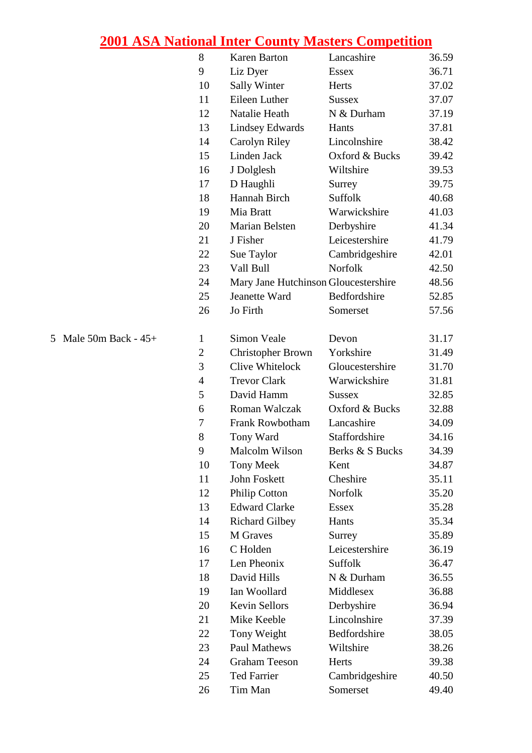# 2001 ASA National Inter County Masters Competition

| Event | Place | Name | County | Time |
|---|---|---|---|---|
| | 8 | Karen Barton | Lancashire | 36.59 |
| | 9 | Liz Dyer | Essex | 36.71 |
| | 10 | Sally Winter | Herts | 37.02 |
| | 11 | Eileen Luther | Sussex | 37.07 |
| | 12 | Natalie Heath | N & Durham | 37.19 |
| | 13 | Lindsey Edwards | Hants | 37.81 |
| | 14 | Carolyn Riley | Lincolnshire | 38.42 |
| | 15 | Linden Jack | Oxford & Bucks | 39.42 |
| | 16 | J Dolglesh | Wiltshire | 39.53 |
| | 17 | D Haughli | Surrey | 39.75 |
| | 18 | Hannah Birch | Suffolk | 40.68 |
| | 19 | Mia Bratt | Warwickshire | 41.03 |
| | 20 | Marian Belsten | Derbyshire | 41.34 |
| | 21 | J Fisher | Leicestershire | 41.79 |
| | 22 | Sue Taylor | Cambridgeshire | 42.01 |
| | 23 | Vall Bull | Norfolk | 42.50 |
| | 24 | Mary Jane Hutchinson | Gloucestershire | 48.56 |
| | 25 | Jeanette Ward | Bedfordshire | 52.85 |
| | 26 | Jo Firth | Somerset | 57.56 |
| 5 Male 50m Back - 45+ | 1 | Simon Veale | Devon | 31.17 |
| | 2 | Christopher Brown | Yorkshire | 31.49 |
| | 3 | Clive Whitelock | Gloucestershire | 31.70 |
| | 4 | Trevor Clark | Warwickshire | 31.81 |
| | 5 | David Hamm | Sussex | 32.85 |
| | 6 | Roman Walczak | Oxford & Bucks | 32.88 |
| | 7 | Frank Rowbotham | Lancashire | 34.09 |
| | 8 | Tony Ward | Staffordshire | 34.16 |
| | 9 | Malcolm Wilson | Berks & S Bucks | 34.39 |
| | 10 | Tony Meek | Kent | 34.87 |
| | 11 | John Foskett | Cheshire | 35.11 |
| | 12 | Philip Cotton | Norfolk | 35.20 |
| | 13 | Edward Clarke | Essex | 35.28 |
| | 14 | Richard Gilbey | Hants | 35.34 |
| | 15 | M Graves | Surrey | 35.89 |
| | 16 | C Holden | Leicestershire | 36.19 |
| | 17 | Len Pheonix | Suffolk | 36.47 |
| | 18 | David Hills | N & Durham | 36.55 |
| | 19 | Ian Woollard | Middlesex | 36.88 |
| | 20 | Kevin Sellors | Derbyshire | 36.94 |
| | 21 | Mike Keeble | Lincolnshire | 37.39 |
| | 22 | Tony Weight | Bedfordshire | 38.05 |
| | 23 | Paul Mathews | Wiltshire | 38.26 |
| | 24 | Graham Teeson | Herts | 39.38 |
| | 25 | Ted Farrier | Cambridgeshire | 40.50 |
| | 26 | Tim Man | Somerset | 49.40 |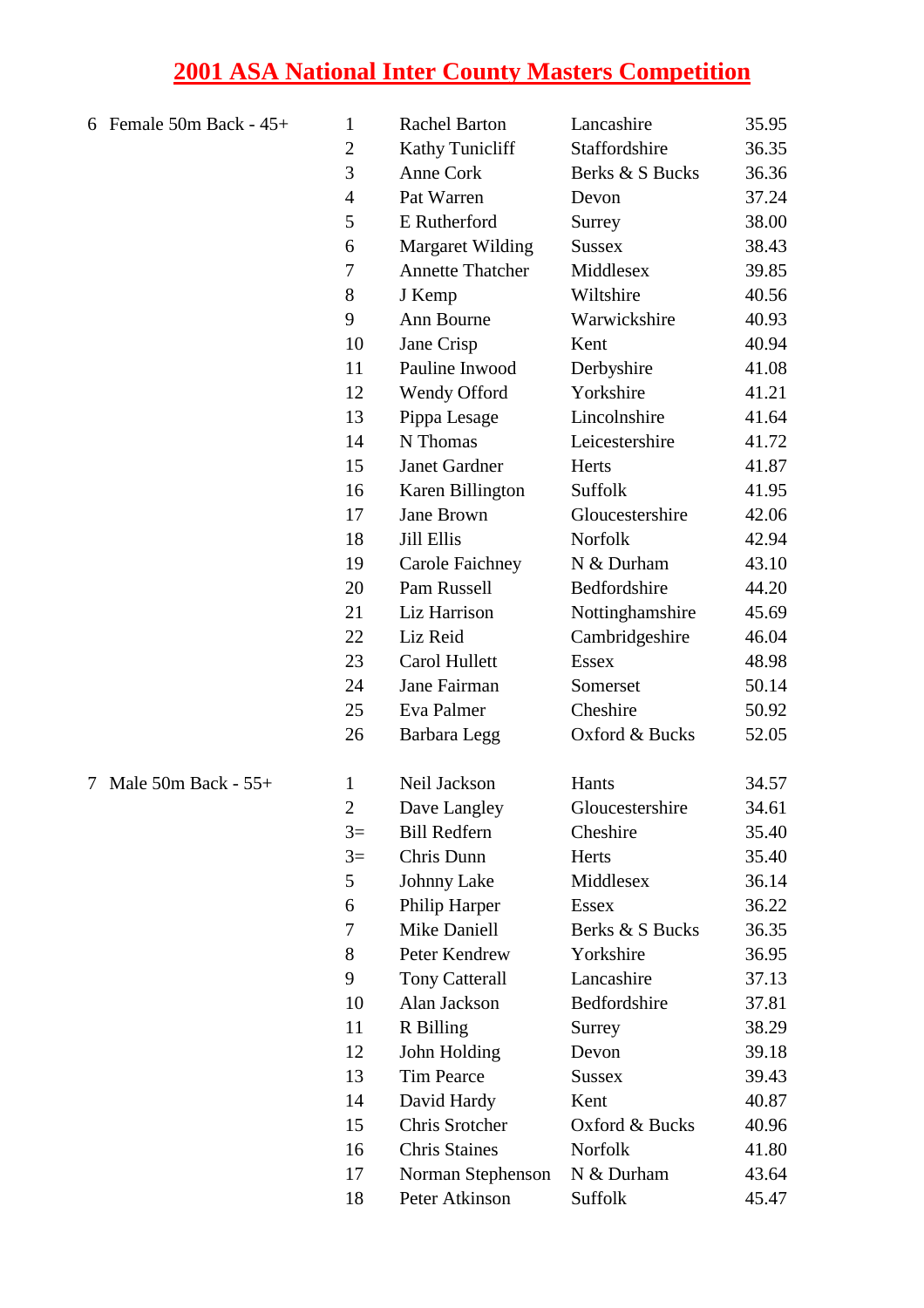# 2001 ASA National Inter County Masters Competition

| Event | Pos | Name | County | Time |
|---|---|---|---|---|
| 6 Female 50m Back - 45+ | 1 | Rachel Barton | Lancashire | 35.95 |
| | 2 | Kathy Tunicliff | Staffordshire | 36.35 |
| | 3 | Anne Cork | Berks & S Bucks | 36.36 |
| | 4 | Pat Warren | Devon | 37.24 |
| | 5 | E Rutherford | Surrey | 38.00 |
| | 6 | Margaret Wilding | Sussex | 38.43 |
| | 7 | Annette Thatcher | Middlesex | 39.85 |
| | 8 | J Kemp | Wiltshire | 40.56 |
| | 9 | Ann Bourne | Warwickshire | 40.93 |
| | 10 | Jane Crisp | Kent | 40.94 |
| | 11 | Pauline Inwood | Derbyshire | 41.08 |
| | 12 | Wendy Offord | Yorkshire | 41.21 |
| | 13 | Pippa Lesage | Lincolnshire | 41.64 |
| | 14 | N Thomas | Leicestershire | 41.72 |
| | 15 | Janet Gardner | Herts | 41.87 |
| | 16 | Karen Billington | Suffolk | 41.95 |
| | 17 | Jane Brown | Gloucestershire | 42.06 |
| | 18 | Jill Ellis | Norfolk | 42.94 |
| | 19 | Carole Faichney | N & Durham | 43.10 |
| | 20 | Pam Russell | Bedfordshire | 44.20 |
| | 21 | Liz Harrison | Nottinghamshire | 45.69 |
| | 22 | Liz Reid | Cambridgeshire | 46.04 |
| | 23 | Carol Hullett | Essex | 48.98 |
| | 24 | Jane Fairman | Somerset | 50.14 |
| | 25 | Eva Palmer | Cheshire | 50.92 |
| | 26 | Barbara Legg | Oxford & Bucks | 52.05 |

| Event | Pos | Name | County | Time |
|---|---|---|---|---|
| 7 Male 50m Back - 55+ | 1 | Neil Jackson | Hants | 34.57 |
| | 2 | Dave Langley | Gloucestershire | 34.61 |
| | 3= | Bill Redfern | Cheshire | 35.40 |
| | 3= | Chris Dunn | Herts | 35.40 |
| | 5 | Johnny Lake | Middlesex | 36.14 |
| | 6 | Philip Harper | Essex | 36.22 |
| | 7 | Mike Daniell | Berks & S Bucks | 36.35 |
| | 8 | Peter Kendrew | Yorkshire | 36.95 |
| | 9 | Tony Catterall | Lancashire | 37.13 |
| | 10 | Alan Jackson | Bedfordshire | 37.81 |
| | 11 | R Billing | Surrey | 38.29 |
| | 12 | John Holding | Devon | 39.18 |
| | 13 | Tim Pearce | Sussex | 39.43 |
| | 14 | David Hardy | Kent | 40.87 |
| | 15 | Chris Srotcher | Oxford & Bucks | 40.96 |
| | 16 | Chris Staines | Norfolk | 41.80 |
| | 17 | Norman Stephenson | N & Durham | 43.64 |
| | 18 | Peter Atkinson | Suffolk | 45.47 |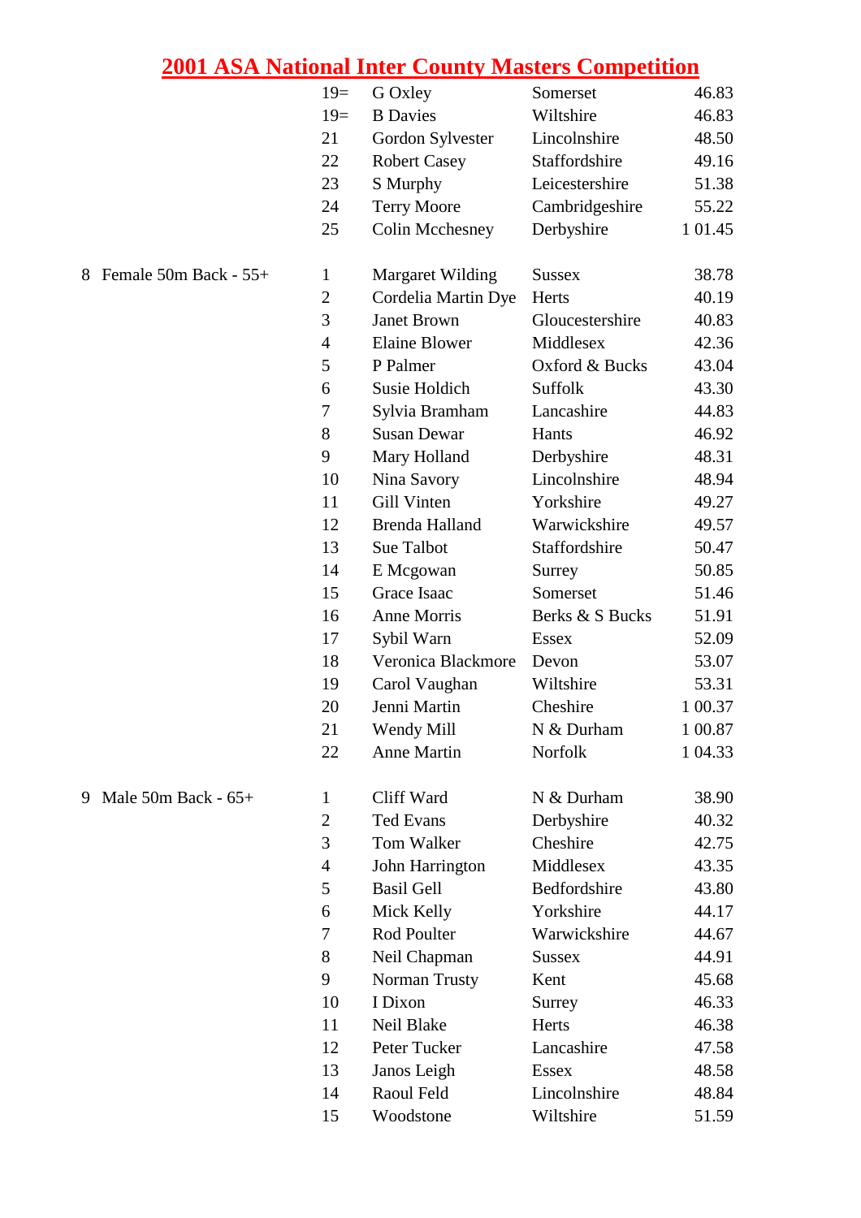# 2001 ASA National Inter County Masters Competition

| Event | Pos | Name | County | Time |
|---|---|---|---|---|
| | 19= | G Oxley | Somerset | 46.83 |
| | 19= | B Davies | Wiltshire | 46.83 |
| | 21 | Gordon Sylvester | Lincolnshire | 48.50 |
| | 22 | Robert Casey | Staffordshire | 49.16 |
| | 23 | S Murphy | Leicestershire | 51.38 |
| | 24 | Terry Moore | Cambridgeshire | 55.22 |
| | 25 | Colin Mcchesney | Derbyshire | 1 01.45 |
| 8 Female 50m Back - 55+ | 1 | Margaret Wilding | Sussex | 38.78 |
| | 2 | Cordelia Martin Dye | Herts | 40.19 |
| | 3 | Janet Brown | Gloucestershire | 40.83 |
| | 4 | Elaine Blower | Middlesex | 42.36 |
| | 5 | P Palmer | Oxford & Bucks | 43.04 |
| | 6 | Susie Holdich | Suffolk | 43.30 |
| | 7 | Sylvia Bramham | Lancashire | 44.83 |
| | 8 | Susan Dewar | Hants | 46.92 |
| | 9 | Mary Holland | Derbyshire | 48.31 |
| | 10 | Nina Savory | Lincolnshire | 48.94 |
| | 11 | Gill Vinten | Yorkshire | 49.27 |
| | 12 | Brenda Halland | Warwickshire | 49.57 |
| | 13 | Sue Talbot | Staffordshire | 50.47 |
| | 14 | E Mcgowan | Surrey | 50.85 |
| | 15 | Grace Isaac | Somerset | 51.46 |
| | 16 | Anne Morris | Berks & S Bucks | 51.91 |
| | 17 | Sybil Warn | Essex | 52.09 |
| | 18 | Veronica Blackmore | Devon | 53.07 |
| | 19 | Carol Vaughan | Wiltshire | 53.31 |
| | 20 | Jenni Martin | Cheshire | 1 00.37 |
| | 21 | Wendy Mill | N & Durham | 1 00.87 |
| | 22 | Anne Martin | Norfolk | 1 04.33 |
| 9 Male 50m Back - 65+ | 1 | Cliff Ward | N & Durham | 38.90 |
| | 2 | Ted Evans | Derbyshire | 40.32 |
| | 3 | Tom Walker | Cheshire | 42.75 |
| | 4 | John Harrington | Middlesex | 43.35 |
| | 5 | Basil Gell | Bedfordshire | 43.80 |
| | 6 | Mick Kelly | Yorkshire | 44.17 |
| | 7 | Rod Poulter | Warwickshire | 44.67 |
| | 8 | Neil Chapman | Sussex | 44.91 |
| | 9 | Norman Trusty | Kent | 45.68 |
| | 10 | I Dixon | Surrey | 46.33 |
| | 11 | Neil Blake | Herts | 46.38 |
| | 12 | Peter Tucker | Lancashire | 47.58 |
| | 13 | Janos Leigh | Essex | 48.58 |
| | 14 | Raoul Feld | Lincolnshire | 48.84 |
| | 15 | Woodstone | Wiltshire | 51.59 |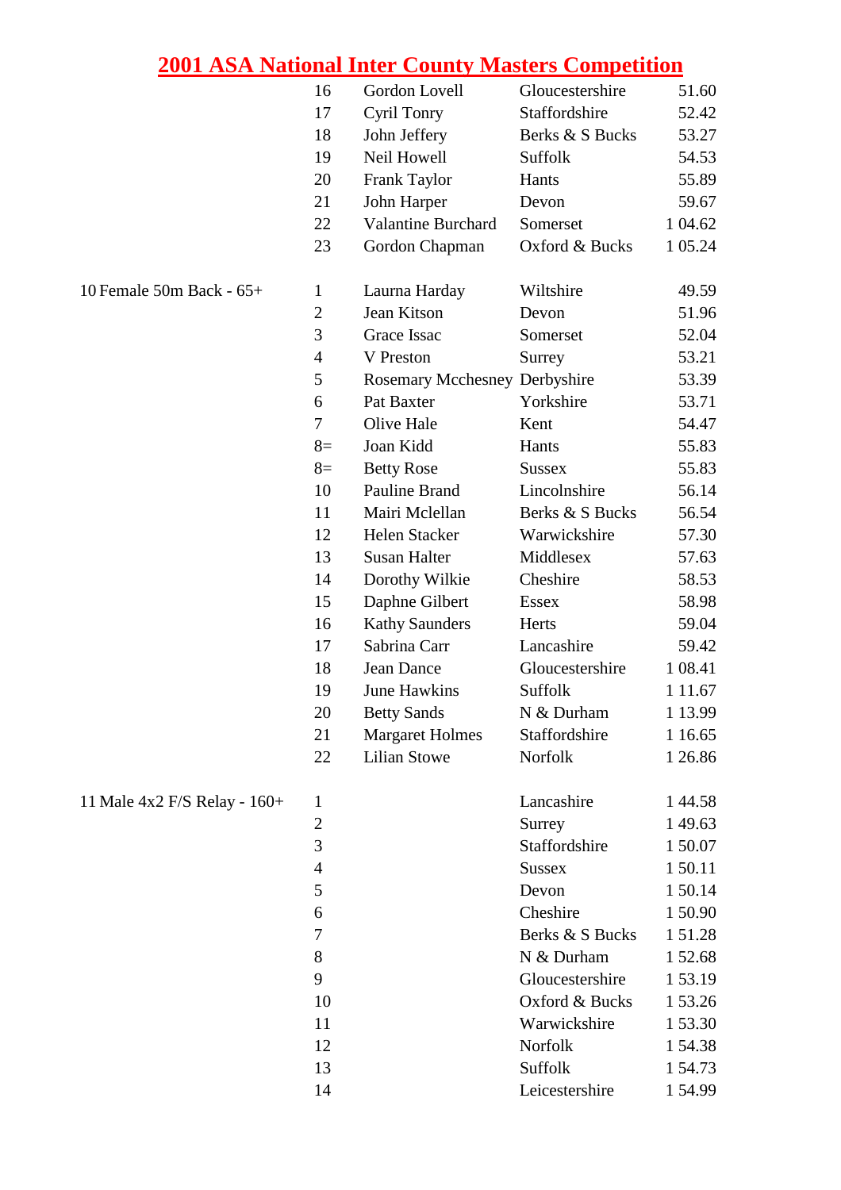# 2001 ASA National Inter County Masters Competition

| Event | Pos | Name | County | Time |
|---|---|---|---|---|
| | 16 | Gordon Lovell | Gloucestershire | 51.60 |
| | 17 | Cyril Tonry | Staffordshire | 52.42 |
| | 18 | John Jeffery | Berks & S Bucks | 53.27 |
| | 19 | Neil Howell | Suffolk | 54.53 |
| | 20 | Frank Taylor | Hants | 55.89 |
| | 21 | John Harper | Devon | 59.67 |
| | 22 | Valantine Burchard | Somerset | 1 04.62 |
| | 23 | Gordon Chapman | Oxford & Bucks | 1 05.24 |
| 10 Female 50m Back - 65+ | 1 | Laurna Harday | Wiltshire | 49.59 |
| | 2 | Jean Kitson | Devon | 51.96 |
| | 3 | Grace Issac | Somerset | 52.04 |
| | 4 | V Preston | Surrey | 53.21 |
| | 5 | Rosemary Mcchesney | Derbyshire | 53.39 |
| | 6 | Pat Baxter | Yorkshire | 53.71 |
| | 7 | Olive Hale | Kent | 54.47 |
| | 8= | Joan Kidd | Hants | 55.83 |
| | 8= | Betty Rose | Sussex | 55.83 |
| | 10 | Pauline Brand | Lincolnshire | 56.14 |
| | 11 | Mairi Mclellan | Berks & S Bucks | 56.54 |
| | 12 | Helen Stacker | Warwickshire | 57.30 |
| | 13 | Susan Halter | Middlesex | 57.63 |
| | 14 | Dorothy Wilkie | Cheshire | 58.53 |
| | 15 | Daphne Gilbert | Essex | 58.98 |
| | 16 | Kathy Saunders | Herts | 59.04 |
| | 17 | Sabrina Carr | Lancashire | 59.42 |
| | 18 | Jean Dance | Gloucestershire | 1 08.41 |
| | 19 | June Hawkins | Suffolk | 1 11.67 |
| | 20 | Betty Sands | N & Durham | 1 13.99 |
| | 21 | Margaret Holmes | Staffordshire | 1 16.65 |
| | 22 | Lilian Stowe | Norfolk | 1 26.86 |
| 11 Male 4x2 F/S Relay - 160+ | 1 | | Lancashire | 1 44.58 |
| | 2 | | Surrey | 1 49.63 |
| | 3 | | Staffordshire | 1 50.07 |
| | 4 | | Sussex | 1 50.11 |
| | 5 | | Devon | 1 50.14 |
| | 6 | | Cheshire | 1 50.90 |
| | 7 | | Berks & S Bucks | 1 51.28 |
| | 8 | | N & Durham | 1 52.68 |
| | 9 | | Gloucestershire | 1 53.19 |
| | 10 | | Oxford & Bucks | 1 53.26 |
| | 11 | | Warwickshire | 1 53.30 |
| | 12 | | Norfolk | 1 54.38 |
| | 13 | | Suffolk | 1 54.73 |
| | 14 | | Leicestershire | 1 54.99 |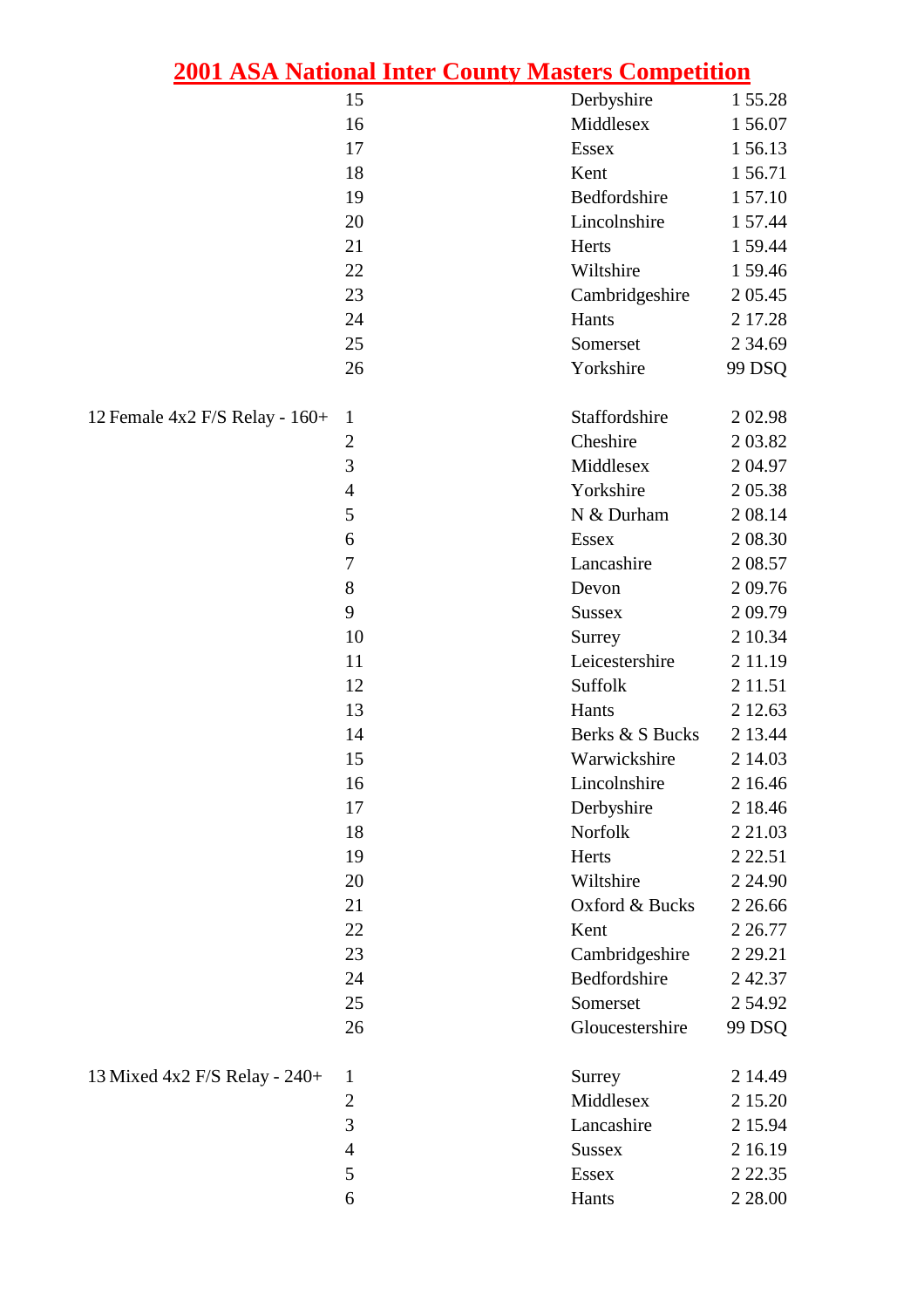# 2001 ASA National Inter County Masters Competition

| Event | Place | County | Time |
|---|---|---|---|
| | 15 | Derbyshire | 1 55.28 |
| | 16 | Middlesex | 1 56.07 |
| | 17 | Essex | 1 56.13 |
| | 18 | Kent | 1 56.71 |
| | 19 | Bedfordshire | 1 57.10 |
| | 20 | Lincolnshire | 1 57.44 |
| | 21 | Herts | 1 59.44 |
| | 22 | Wiltshire | 1 59.46 |
| | 23 | Cambridgeshire | 2 05.45 |
| | 24 | Hants | 2 17.28 |
| | 25 | Somerset | 2 34.69 |
| | 26 | Yorkshire | 99 DSQ |
| 12 Female 4x2 F/S Relay - 160+ | 1 | Staffordshire | 2 02.98 |
| | 2 | Cheshire | 2 03.82 |
| | 3 | Middlesex | 2 04.97 |
| | 4 | Yorkshire | 2 05.38 |
| | 5 | N & Durham | 2 08.14 |
| | 6 | Essex | 2 08.30 |
| | 7 | Lancashire | 2 08.57 |
| | 8 | Devon | 2 09.76 |
| | 9 | Sussex | 2 09.79 |
| | 10 | Surrey | 2 10.34 |
| | 11 | Leicestershire | 2 11.19 |
| | 12 | Suffolk | 2 11.51 |
| | 13 | Hants | 2 12.63 |
| | 14 | Berks & S Bucks | 2 13.44 |
| | 15 | Warwickshire | 2 14.03 |
| | 16 | Lincolnshire | 2 16.46 |
| | 17 | Derbyshire | 2 18.46 |
| | 18 | Norfolk | 2 21.03 |
| | 19 | Herts | 2 22.51 |
| | 20 | Wiltshire | 2 24.90 |
| | 21 | Oxford & Bucks | 2 26.66 |
| | 22 | Kent | 2 26.77 |
| | 23 | Cambridgeshire | 2 29.21 |
| | 24 | Bedfordshire | 2 42.37 |
| | 25 | Somerset | 2 54.92 |
| | 26 | Gloucestershire | 99 DSQ |
| 13 Mixed 4x2 F/S Relay - 240+ | 1 | Surrey | 2 14.49 |
| | 2 | Middlesex | 2 15.20 |
| | 3 | Lancashire | 2 15.94 |
| | 4 | Sussex | 2 16.19 |
| | 5 | Essex | 2 22.35 |
| | 6 | Hants | 2 28.00 |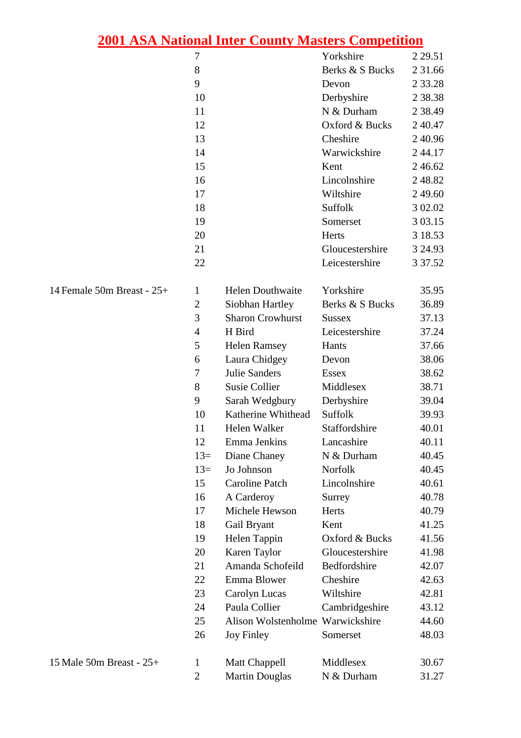# 2001 ASA National Inter County Masters Competition

| Event | Pos | Name | County | Time |
|---|---|---|---|---|
| | 7 | | Yorkshire | 2 29.51 |
| | 8 | | Berks & S Bucks | 2 31.66 |
| | 9 | | Devon | 2 33.28 |
| | 10 | | Derbyshire | 2 38.38 |
| | 11 | | N & Durham | 2 38.49 |
| | 12 | | Oxford & Bucks | 2 40.47 |
| | 13 | | Cheshire | 2 40.96 |
| | 14 | | Warwickshire | 2 44.17 |
| | 15 | | Kent | 2 46.62 |
| | 16 | | Lincolnshire | 2 48.82 |
| | 17 | | Wiltshire | 2 49.60 |
| | 18 | | Suffolk | 3 02.02 |
| | 19 | | Somerset | 3 03.15 |
| | 20 | | Herts | 3 18.53 |
| | 21 | | Gloucestershire | 3 24.93 |
| | 22 | | Leicestershire | 3 37.52 |
| 14 Female 50m Breast - 25+ | 1 | Helen Douthwaite | Yorkshire | 35.95 |
| | 2 | Siobhan Hartley | Berks & S Bucks | 36.89 |
| | 3 | Sharon Crowhurst | Sussex | 37.13 |
| | 4 | H Bird | Leicestershire | 37.24 |
| | 5 | Helen Ramsey | Hants | 37.66 |
| | 6 | Laura Chidgey | Devon | 38.06 |
| | 7 | Julie Sanders | Essex | 38.62 |
| | 8 | Susie Collier | Middlesex | 38.71 |
| | 9 | Sarah Wedgbury | Derbyshire | 39.04 |
| | 10 | Katherine Whithead | Suffolk | 39.93 |
| | 11 | Helen Walker | Staffordshire | 40.01 |
| | 12 | Emma Jenkins | Lancashire | 40.11 |
| | 13= | Diane Chaney | N & Durham | 40.45 |
| | 13= | Jo Johnson | Norfolk | 40.45 |
| | 15 | Caroline Patch | Lincolnshire | 40.61 |
| | 16 | A Carderoy | Surrey | 40.78 |
| | 17 | Michele Hewson | Herts | 40.79 |
| | 18 | Gail Bryant | Kent | 41.25 |
| | 19 | Helen Tappin | Oxford & Bucks | 41.56 |
| | 20 | Karen Taylor | Gloucestershire | 41.98 |
| | 21 | Amanda Schofeild | Bedfordshire | 42.07 |
| | 22 | Emma Blower | Cheshire | 42.63 |
| | 23 | Carolyn Lucas | Wiltshire | 42.81 |
| | 24 | Paula Collier | Cambridgeshire | 43.12 |
| | 25 | Alison Wolstenholme | Warwickshire | 44.60 |
| | 26 | Joy Finley | Somerset | 48.03 |
| 15 Male 50m Breast - 25+ | 1 | Matt Chappell | Middlesex | 30.67 |
| | 2 | Martin Douglas | N & Durham | 31.27 |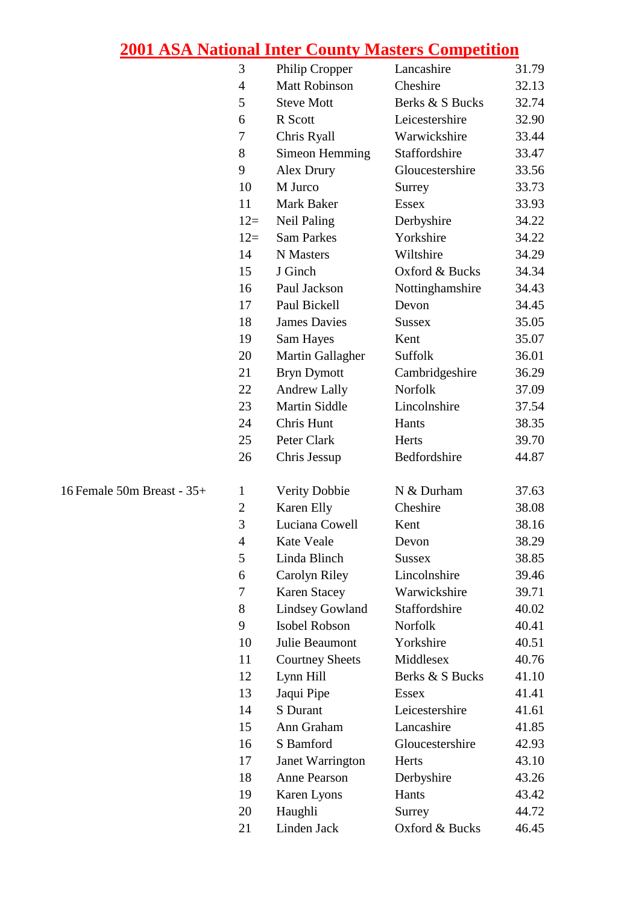# 2001 ASA National Inter County Masters Competition

| Event | Place | Name | County | Time |
|---|---|---|---|---|
| | 3 | Philip Cropper | Lancashire | 31.79 |
| | 4 | Matt Robinson | Cheshire | 32.13 |
| | 5 | Steve Mott | Berks & S Bucks | 32.74 |
| | 6 | R Scott | Leicestershire | 32.90 |
| | 7 | Chris Ryall | Warwickshire | 33.44 |
| | 8 | Simeon Hemming | Staffordshire | 33.47 |
| | 9 | Alex Drury | Gloucestershire | 33.56 |
| | 10 | M Jurco | Surrey | 33.73 |
| | 11 | Mark Baker | Essex | 33.93 |
| | 12= | Neil Paling | Derbyshire | 34.22 |
| | 12= | Sam Parkes | Yorkshire | 34.22 |
| | 14 | N Masters | Wiltshire | 34.29 |
| | 15 | J Ginch | Oxford & Bucks | 34.34 |
| | 16 | Paul Jackson | Nottinghamshire | 34.43 |
| | 17 | Paul Bickell | Devon | 34.45 |
| | 18 | James Davies | Sussex | 35.05 |
| | 19 | Sam Hayes | Kent | 35.07 |
| | 20 | Martin Gallagher | Suffolk | 36.01 |
| | 21 | Bryn Dymott | Cambridgeshire | 36.29 |
| | 22 | Andrew Lally | Norfolk | 37.09 |
| | 23 | Martin Siddle | Lincolnshire | 37.54 |
| | 24 | Chris Hunt | Hants | 38.35 |
| | 25 | Peter Clark | Herts | 39.70 |
| | 26 | Chris Jessup | Bedfordshire | 44.87 |
| 16 Female 50m Breast - 35+ | 1 | Verity Dobbie | N & Durham | 37.63 |
| | 2 | Karen Elly | Cheshire | 38.08 |
| | 3 | Luciana Cowell | Kent | 38.16 |
| | 4 | Kate Veale | Devon | 38.29 |
| | 5 | Linda Blinch | Sussex | 38.85 |
| | 6 | Carolyn Riley | Lincolnshire | 39.46 |
| | 7 | Karen Stacey | Warwickshire | 39.71 |
| | 8 | Lindsey Gowland | Staffordshire | 40.02 |
| | 9 | Isobel Robson | Norfolk | 40.41 |
| | 10 | Julie Beaumont | Yorkshire | 40.51 |
| | 11 | Courtney Sheets | Middlesex | 40.76 |
| | 12 | Lynn Hill | Berks & S Bucks | 41.10 |
| | 13 | Jaqui Pipe | Essex | 41.41 |
| | 14 | S Durant | Leicestershire | 41.61 |
| | 15 | Ann Graham | Lancashire | 41.85 |
| | 16 | S Bamford | Gloucestershire | 42.93 |
| | 17 | Janet Warrington | Herts | 43.10 |
| | 18 | Anne Pearson | Derbyshire | 43.26 |
| | 19 | Karen Lyons | Hants | 43.42 |
| | 20 | Haughli | Surrey | 44.72 |
| | 21 | Linden Jack | Oxford & Bucks | 46.45 |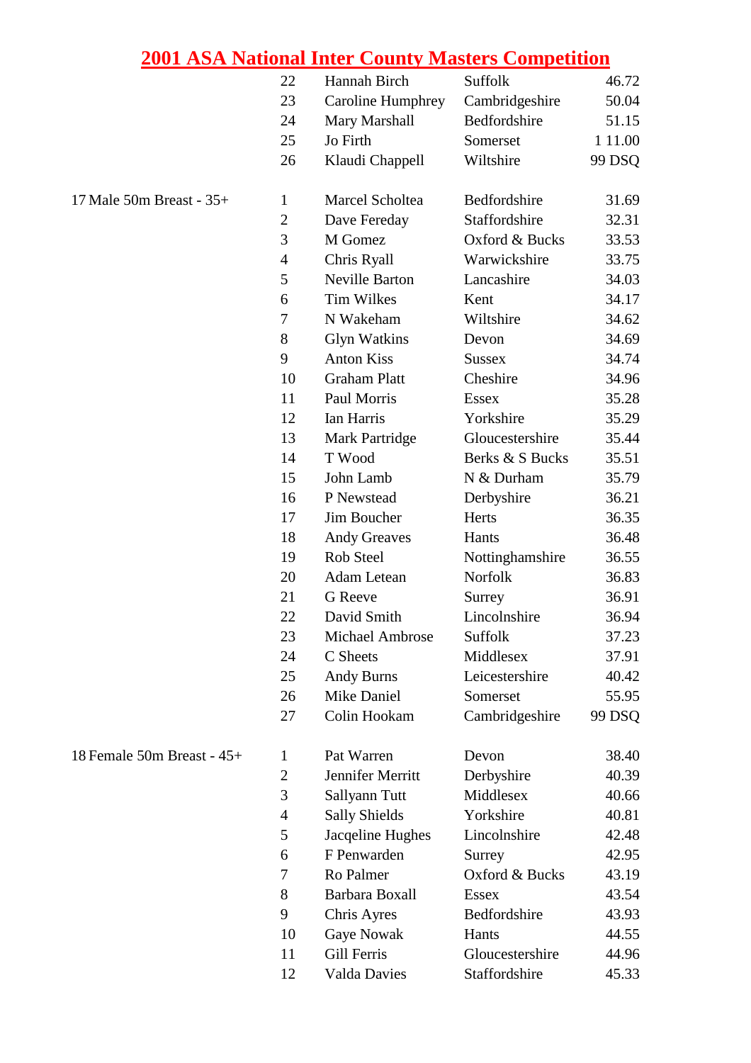# 2001 ASA National Inter County Masters Competition

| Event | Pos | Name | County | Time |
|---|---|---|---|---|
| | 22 | Hannah Birch | Suffolk | 46.72 |
| | 23 | Caroline Humphrey | Cambridgeshire | 50.04 |
| | 24 | Mary Marshall | Bedfordshire | 51.15 |
| | 25 | Jo Firth | Somerset | 1 11.00 |
| | 26 | Klaudi Chappell | Wiltshire | 99 DSQ |
| 17 Male 50m Breast - 35+ | 1 | Marcel Scholtea | Bedfordshire | 31.69 |
| | 2 | Dave Fereday | Staffordshire | 32.31 |
| | 3 | M Gomez | Oxford & Bucks | 33.53 |
| | 4 | Chris Ryall | Warwickshire | 33.75 |
| | 5 | Neville Barton | Lancashire | 34.03 |
| | 6 | Tim Wilkes | Kent | 34.17 |
| | 7 | N Wakeham | Wiltshire | 34.62 |
| | 8 | Glyn Watkins | Devon | 34.69 |
| | 9 | Anton Kiss | Sussex | 34.74 |
| | 10 | Graham Platt | Cheshire | 34.96 |
| | 11 | Paul Morris | Essex | 35.28 |
| | 12 | Ian Harris | Yorkshire | 35.29 |
| | 13 | Mark Partridge | Gloucestershire | 35.44 |
| | 14 | T Wood | Berks & S Bucks | 35.51 |
| | 15 | John Lamb | N & Durham | 35.79 |
| | 16 | P Newstead | Derbyshire | 36.21 |
| | 17 | Jim Boucher | Herts | 36.35 |
| | 18 | Andy Greaves | Hants | 36.48 |
| | 19 | Rob Steel | Nottinghamshire | 36.55 |
| | 20 | Adam Letean | Norfolk | 36.83 |
| | 21 | G Reeve | Surrey | 36.91 |
| | 22 | David Smith | Lincolnshire | 36.94 |
| | 23 | Michael Ambrose | Suffolk | 37.23 |
| | 24 | C Sheets | Middlesex | 37.91 |
| | 25 | Andy Burns | Leicestershire | 40.42 |
| | 26 | Mike Daniel | Somerset | 55.95 |
| | 27 | Colin Hookam | Cambridgeshire | 99 DSQ |
| 18 Female 50m Breast - 45+ | 1 | Pat Warren | Devon | 38.40 |
| | 2 | Jennifer Merritt | Derbyshire | 40.39 |
| | 3 | Sallyann Tutt | Middlesex | 40.66 |
| | 4 | Sally Shields | Yorkshire | 40.81 |
| | 5 | Jacqeline Hughes | Lincolnshire | 42.48 |
| | 6 | F Penwarden | Surrey | 42.95 |
| | 7 | Ro Palmer | Oxford & Bucks | 43.19 |
| | 8 | Barbara Boxall | Essex | 43.54 |
| | 9 | Chris Ayres | Bedfordshire | 43.93 |
| | 10 | Gaye Nowak | Hants | 44.55 |
| | 11 | Gill Ferris | Gloucestershire | 44.96 |
| | 12 | Valda Davies | Staffordshire | 45.33 |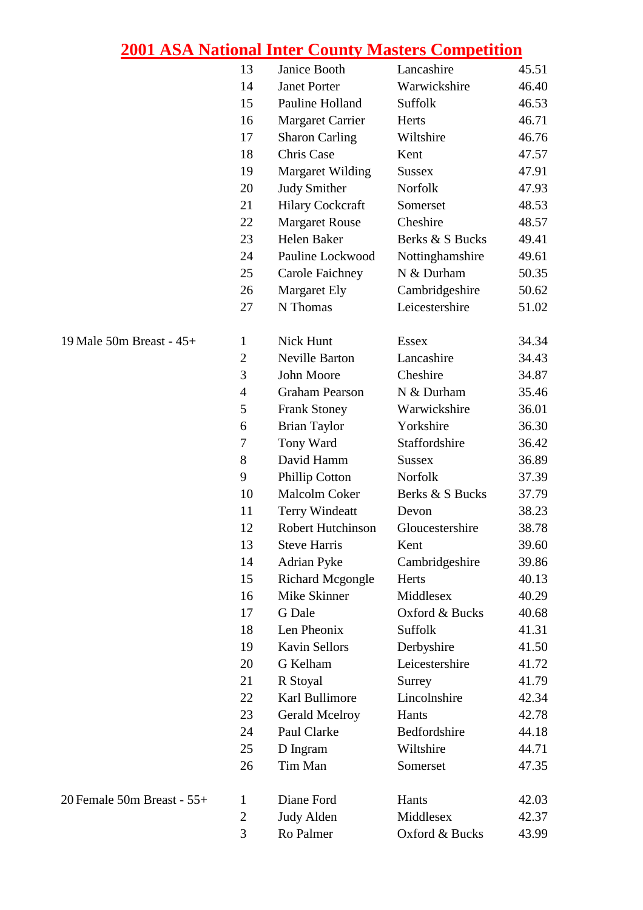# 2001 ASA National Inter County Masters Competition

| Event | Place | Name | County | Time |
|---|---|---|---|---|
| | 13 | Janice Booth | Lancashire | 45.51 |
| | 14 | Janet Porter | Warwickshire | 46.40 |
| | 15 | Pauline Holland | Suffolk | 46.53 |
| | 16 | Margaret Carrier | Herts | 46.71 |
| | 17 | Sharon Carling | Wiltshire | 46.76 |
| | 18 | Chris Case | Kent | 47.57 |
| | 19 | Margaret Wilding | Sussex | 47.91 |
| | 20 | Judy Smither | Norfolk | 47.93 |
| | 21 | Hilary Cockcraft | Somerset | 48.53 |
| | 22 | Margaret Rouse | Cheshire | 48.57 |
| | 23 | Helen Baker | Berks & S Bucks | 49.41 |
| | 24 | Pauline Lockwood | Nottinghamshire | 49.61 |
| | 25 | Carole Faichney | N & Durham | 50.35 |
| | 26 | Margaret Ely | Cambridgeshire | 50.62 |
| | 27 | N Thomas | Leicestershire | 51.02 |
| 19 Male 50m Breast - 45+ | 1 | Nick Hunt | Essex | 34.34 |
| | 2 | Neville Barton | Lancashire | 34.43 |
| | 3 | John Moore | Cheshire | 34.87 |
| | 4 | Graham Pearson | N & Durham | 35.46 |
| | 5 | Frank Stoney | Warwickshire | 36.01 |
| | 6 | Brian Taylor | Yorkshire | 36.30 |
| | 7 | Tony Ward | Staffordshire | 36.42 |
| | 8 | David Hamm | Sussex | 36.89 |
| | 9 | Phillip Cotton | Norfolk | 37.39 |
| | 10 | Malcolm Coker | Berks & S Bucks | 37.79 |
| | 11 | Terry Windeatt | Devon | 38.23 |
| | 12 | Robert Hutchinson | Gloucestershire | 38.78 |
| | 13 | Steve Harris | Kent | 39.60 |
| | 14 | Adrian Pyke | Cambridgeshire | 39.86 |
| | 15 | Richard Mcgongle | Herts | 40.13 |
| | 16 | Mike Skinner | Middlesex | 40.29 |
| | 17 | G Dale | Oxford & Bucks | 40.68 |
| | 18 | Len Pheonix | Suffolk | 41.31 |
| | 19 | Kavin Sellors | Derbyshire | 41.50 |
| | 20 | G Kelham | Leicestershire | 41.72 |
| | 21 | R Stoyal | Surrey | 41.79 |
| | 22 | Karl Bullimore | Lincolnshire | 42.34 |
| | 23 | Gerald Mcelroy | Hants | 42.78 |
| | 24 | Paul Clarke | Bedfordshire | 44.18 |
| | 25 | D Ingram | Wiltshire | 44.71 |
| | 26 | Tim Man | Somerset | 47.35 |
| 20 Female 50m Breast - 55+ | 1 | Diane Ford | Hants | 42.03 |
| | 2 | Judy Alden | Middlesex | 42.37 |
| | 3 | Ro Palmer | Oxford & Bucks | 43.99 |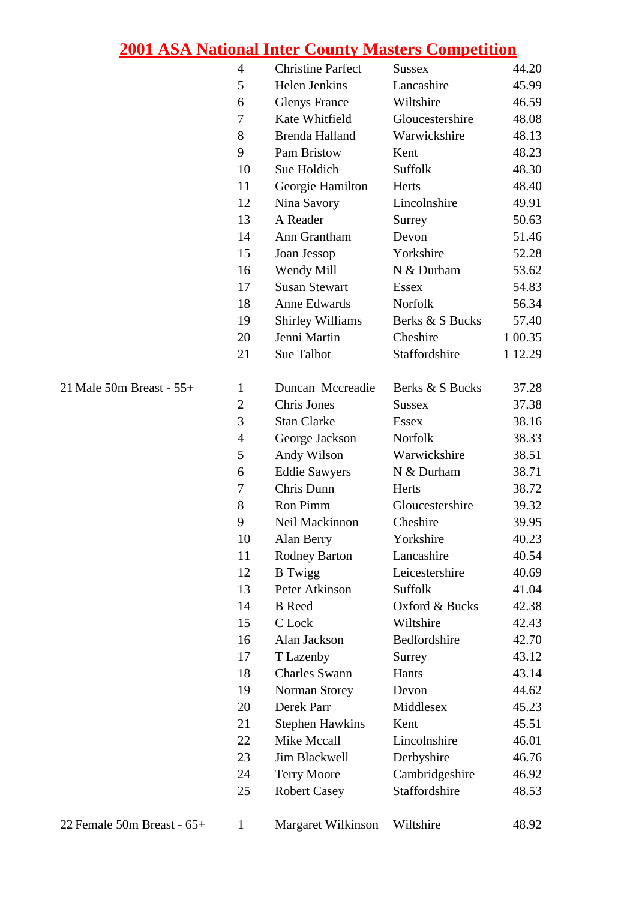# 2001 ASA National Inter County Masters Competition

| Event | Place | Name | County | Time |
|---|---|---|---|---|
| | 4 | Christine Parfect | Sussex | 44.20 |
| | 5 | Helen Jenkins | Lancashire | 45.99 |
| | 6 | Glenys France | Wiltshire | 46.59 |
| | 7 | Kate Whitfield | Gloucestershire | 48.08 |
| | 8 | Brenda Halland | Warwickshire | 48.13 |
| | 9 | Pam Bristow | Kent | 48.23 |
| | 10 | Sue Holdich | Suffolk | 48.30 |
| | 11 | Georgie Hamilton | Herts | 48.40 |
| | 12 | Nina Savory | Lincolnshire | 49.91 |
| | 13 | A Reader | Surrey | 50.63 |
| | 14 | Ann Grantham | Devon | 51.46 |
| | 15 | Joan Jessop | Yorkshire | 52.28 |
| | 16 | Wendy Mill | N & Durham | 53.62 |
| | 17 | Susan Stewart | Essex | 54.83 |
| | 18 | Anne Edwards | Norfolk | 56.34 |
| | 19 | Shirley Williams | Berks & S Bucks | 57.40 |
| | 20 | Jenni Martin | Cheshire | 1 00.35 |
| | 21 | Sue Talbot | Staffordshire | 1 12.29 |
| 21 Male 50m Breast - 55+ | 1 | Duncan Mccreadie | Berks & S Bucks | 37.28 |
| | 2 | Chris Jones | Sussex | 37.38 |
| | 3 | Stan Clarke | Essex | 38.16 |
| | 4 | George Jackson | Norfolk | 38.33 |
| | 5 | Andy Wilson | Warwickshire | 38.51 |
| | 6 | Eddie Sawyers | N & Durham | 38.71 |
| | 7 | Chris Dunn | Herts | 38.72 |
| | 8 | Ron Pimm | Gloucestershire | 39.32 |
| | 9 | Neil Mackinnon | Cheshire | 39.95 |
| | 10 | Alan Berry | Yorkshire | 40.23 |
| | 11 | Rodney Barton | Lancashire | 40.54 |
| | 12 | B Twigg | Leicestershire | 40.69 |
| | 13 | Peter Atkinson | Suffolk | 41.04 |
| | 14 | B Reed | Oxford & Bucks | 42.38 |
| | 15 | C Lock | Wiltshire | 42.43 |
| | 16 | Alan Jackson | Bedfordshire | 42.70 |
| | 17 | T Lazenby | Surrey | 43.12 |
| | 18 | Charles Swann | Hants | 43.14 |
| | 19 | Norman Storey | Devon | 44.62 |
| | 20 | Derek Parr | Middlesex | 45.23 |
| | 21 | Stephen Hawkins | Kent | 45.51 |
| | 22 | Mike Mccall | Lincolnshire | 46.01 |
| | 23 | Jim Blackwell | Derbyshire | 46.76 |
| | 24 | Terry Moore | Cambridgeshire | 46.92 |
| | 25 | Robert Casey | Staffordshire | 48.53 |
| 22 Female 50m Breast - 65+ | 1 | Margaret Wilkinson | Wiltshire | 48.92 |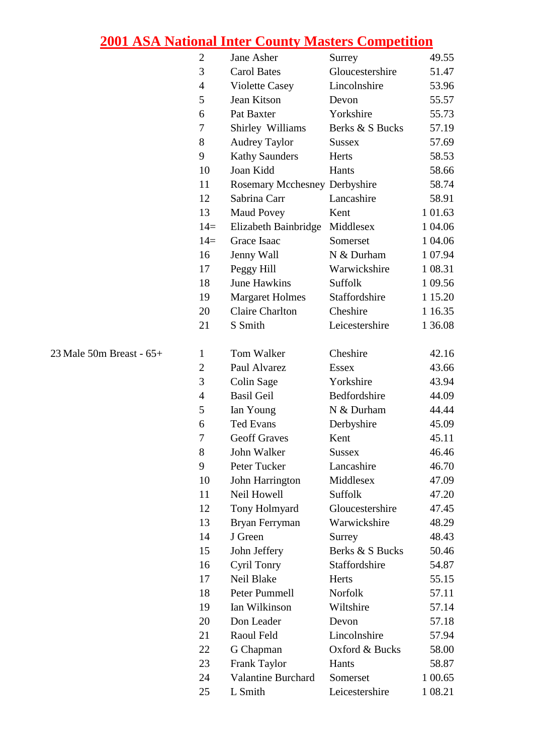# 2001 ASA National Inter County Masters Competition

| Event | Pos | Name | County | Time |
|---|---|---|---|---|
| | 2 | Jane Asher | Surrey | 49.55 |
| | 3 | Carol Bates | Gloucestershire | 51.47 |
| | 4 | Violette Casey | Lincolnshire | 53.96 |
| | 5 | Jean Kitson | Devon | 55.57 |
| | 6 | Pat Baxter | Yorkshire | 55.73 |
| | 7 | Shirley Williams | Berks & S Bucks | 57.19 |
| | 8 | Audrey Taylor | Sussex | 57.69 |
| | 9 | Kathy Saunders | Herts | 58.53 |
| | 10 | Joan Kidd | Hants | 58.66 |
| | 11 | Rosemary Mcchesney | Derbyshire | 58.74 |
| | 12 | Sabrina Carr | Lancashire | 58.91 |
| | 13 | Maud Povey | Kent | 1 01.63 |
| | 14= | Elizabeth Bainbridge | Middlesex | 1 04.06 |
| | 14= | Grace Isaac | Somerset | 1 04.06 |
| | 16 | Jenny Wall | N & Durham | 1 07.94 |
| | 17 | Peggy Hill | Warwickshire | 1 08.31 |
| | 18 | June Hawkins | Suffolk | 1 09.56 |
| | 19 | Margaret Holmes | Staffordshire | 1 15.20 |
| | 20 | Claire Charlton | Cheshire | 1 16.35 |
| | 21 | S Smith | Leicestershire | 1 36.08 |
| | | | | |
| 23 Male 50m Breast - 65+ | 1 | Tom Walker | Cheshire | 42.16 |
| | 2 | Paul Alvarez | Essex | 43.66 |
| | 3 | Colin Sage | Yorkshire | 43.94 |
| | 4 | Basil Geil | Bedfordshire | 44.09 |
| | 5 | Ian Young | N & Durham | 44.44 |
| | 6 | Ted Evans | Derbyshire | 45.09 |
| | 7 | Geoff Graves | Kent | 45.11 |
| | 8 | John Walker | Sussex | 46.46 |
| | 9 | Peter Tucker | Lancashire | 46.70 |
| | 10 | John Harrington | Middlesex | 47.09 |
| | 11 | Neil Howell | Suffolk | 47.20 |
| | 12 | Tony Holmyard | Gloucestershire | 47.45 |
| | 13 | Bryan Ferryman | Warwickshire | 48.29 |
| | 14 | J Green | Surrey | 48.43 |
| | 15 | John Jeffery | Berks & S Bucks | 50.46 |
| | 16 | Cyril Tonry | Staffordshire | 54.87 |
| | 17 | Neil Blake | Herts | 55.15 |
| | 18 | Peter Pummell | Norfolk | 57.11 |
| | 19 | Ian Wilkinson | Wiltshire | 57.14 |
| | 20 | Don Leader | Devon | 57.18 |
| | 21 | Raoul Feld | Lincolnshire | 57.94 |
| | 22 | G Chapman | Oxford & Bucks | 58.00 |
| | 23 | Frank Taylor | Hants | 58.87 |
| | 24 | Valantine Burchard | Somerset | 1 00.65 |
| | 25 | L Smith | Leicestershire | 1 08.21 |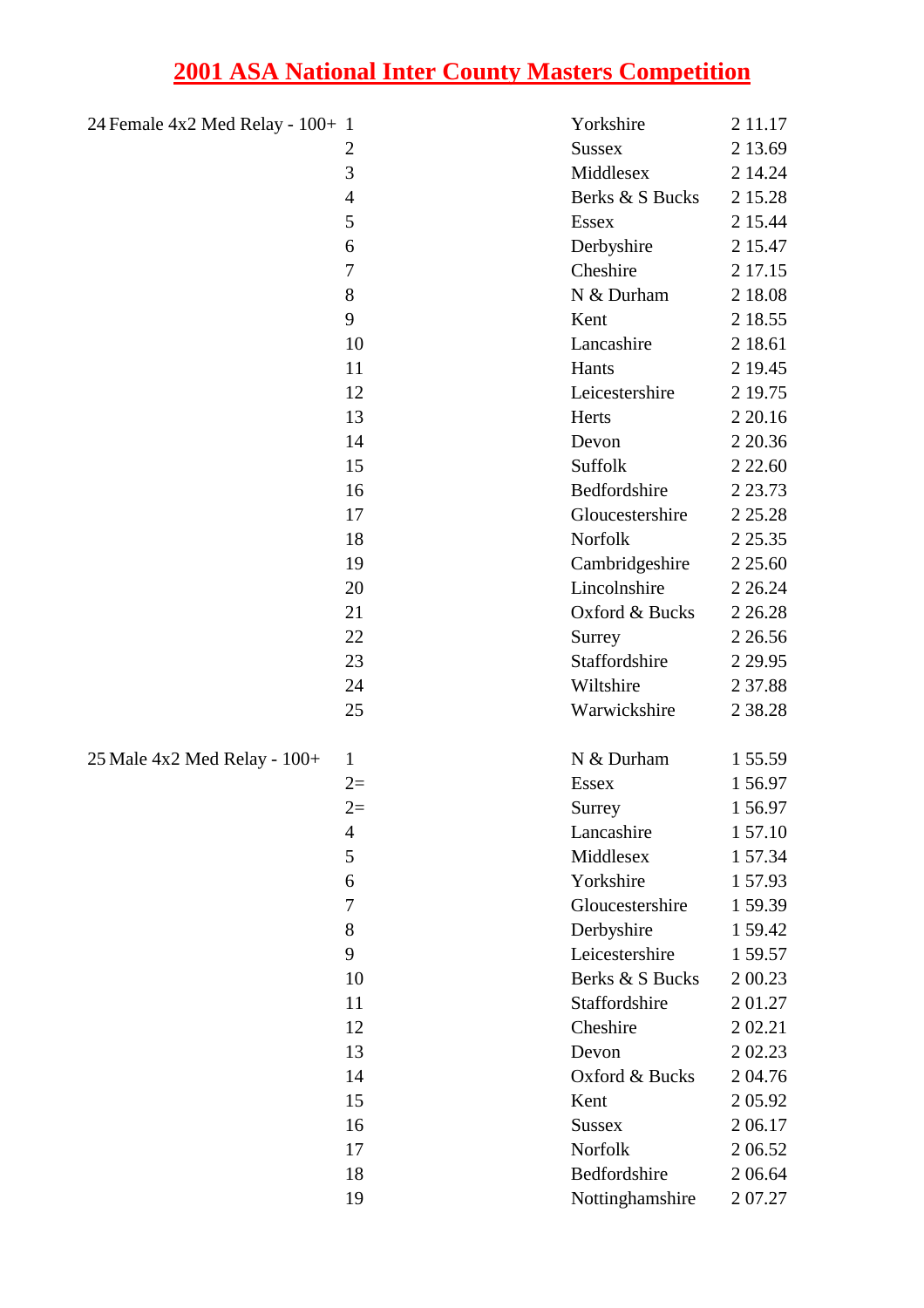# 2001 ASA National Inter County Masters Competition

| Event | Place | County | Time |
|---|---|---|---|
| 24 Female 4x2 Med Relay - 100+ | 1 | Yorkshire | 2 11.17 |
| | 2 | Sussex | 2 13.69 |
| | 3 | Middlesex | 2 14.24 |
| | 4 | Berks & S Bucks | 2 15.28 |
| | 5 | Essex | 2 15.44 |
| | 6 | Derbyshire | 2 15.47 |
| | 7 | Cheshire | 2 17.15 |
| | 8 | N & Durham | 2 18.08 |
| | 9 | Kent | 2 18.55 |
| | 10 | Lancashire | 2 18.61 |
| | 11 | Hants | 2 19.45 |
| | 12 | Leicestershire | 2 19.75 |
| | 13 | Herts | 2 20.16 |
| | 14 | Devon | 2 20.36 |
| | 15 | Suffolk | 2 22.60 |
| | 16 | Bedfordshire | 2 23.73 |
| | 17 | Gloucestershire | 2 25.28 |
| | 18 | Norfolk | 2 25.35 |
| | 19 | Cambridgeshire | 2 25.60 |
| | 20 | Lincolnshire | 2 26.24 |
| | 21 | Oxford & Bucks | 2 26.28 |
| | 22 | Surrey | 2 26.56 |
| | 23 | Staffordshire | 2 29.95 |
| | 24 | Wiltshire | 2 37.88 |
| | 25 | Warwickshire | 2 38.28 |
| 25 Male 4x2 Med Relay - 100+ | 1 | N & Durham | 1 55.59 |
| | 2= | Essex | 1 56.97 |
| | 2= | Surrey | 1 56.97 |
| | 4 | Lancashire | 1 57.10 |
| | 5 | Middlesex | 1 57.34 |
| | 6 | Yorkshire | 1 57.93 |
| | 7 | Gloucestershire | 1 59.39 |
| | 8 | Derbyshire | 1 59.42 |
| | 9 | Leicestershire | 1 59.57 |
| | 10 | Berks & S Bucks | 2 00.23 |
| | 11 | Staffordshire | 2 01.27 |
| | 12 | Cheshire | 2 02.21 |
| | 13 | Devon | 2 02.23 |
| | 14 | Oxford & Bucks | 2 04.76 |
| | 15 | Kent | 2 05.92 |
| | 16 | Sussex | 2 06.17 |
| | 17 | Norfolk | 2 06.52 |
| | 18 | Bedfordshire | 2 06.64 |
| | 19 | Nottinghamshire | 2 07.27 |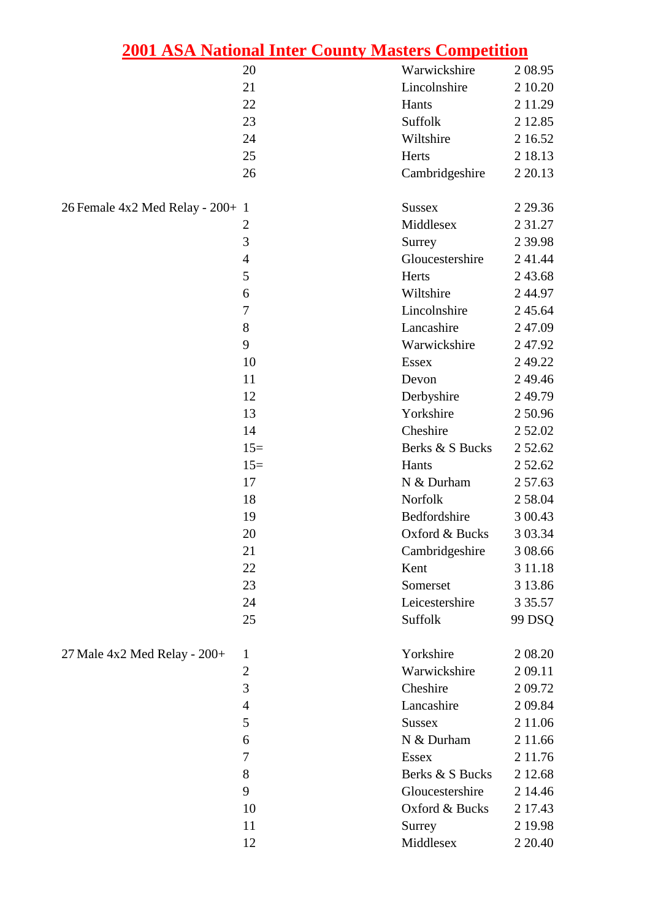# 2001 ASA National Inter County Masters Competition

| Event | Position | County | Time |
|---|---|---|---|
| | 20 | Warwickshire | 2 08.95 |
| | 21 | Lincolnshire | 2 10.20 |
| | 22 | Hants | 2 11.29 |
| | 23 | Suffolk | 2 12.85 |
| | 24 | Wiltshire | 2 16.52 |
| | 25 | Herts | 2 18.13 |
| | 26 | Cambridgeshire | 2 20.13 |
| | | | |
| 26 Female 4x2 Med Relay - 200+ | 1 | Sussex | 2 29.36 |
| | 2 | Middlesex | 2 31.27 |
| | 3 | Surrey | 2 39.98 |
| | 4 | Gloucestershire | 2 41.44 |
| | 5 | Herts | 2 43.68 |
| | 6 | Wiltshire | 2 44.97 |
| | 7 | Lincolnshire | 2 45.64 |
| | 8 | Lancashire | 2 47.09 |
| | 9 | Warwickshire | 2 47.92 |
| | 10 | Essex | 2 49.22 |
| | 11 | Devon | 2 49.46 |
| | 12 | Derbyshire | 2 49.79 |
| | 13 | Yorkshire | 2 50.96 |
| | 14 | Cheshire | 2 52.02 |
| | 15= | Berks & S Bucks | 2 52.62 |
| | 15= | Hants | 2 52.62 |
| | 17 | N & Durham | 2 57.63 |
| | 18 | Norfolk | 2 58.04 |
| | 19 | Bedfordshire | 3 00.43 |
| | 20 | Oxford & Bucks | 3 03.34 |
| | 21 | Cambridgeshire | 3 08.66 |
| | 22 | Kent | 3 11.18 |
| | 23 | Somerset | 3 13.86 |
| | 24 | Leicestershire | 3 35.57 |
| | 25 | Suffolk | 99 DSQ |
| | | | |
| 27 Male 4x2 Med Relay - 200+ | 1 | Yorkshire | 2 08.20 |
| | 2 | Warwickshire | 2 09.11 |
| | 3 | Cheshire | 2 09.72 |
| | 4 | Lancashire | 2 09.84 |
| | 5 | Sussex | 2 11.06 |
| | 6 | N & Durham | 2 11.66 |
| | 7 | Essex | 2 11.76 |
| | 8 | Berks & S Bucks | 2 12.68 |
| | 9 | Gloucestershire | 2 14.46 |
| | 10 | Oxford & Bucks | 2 17.43 |
| | 11 | Surrey | 2 19.98 |
| | 12 | Middlesex | 2 20.40 |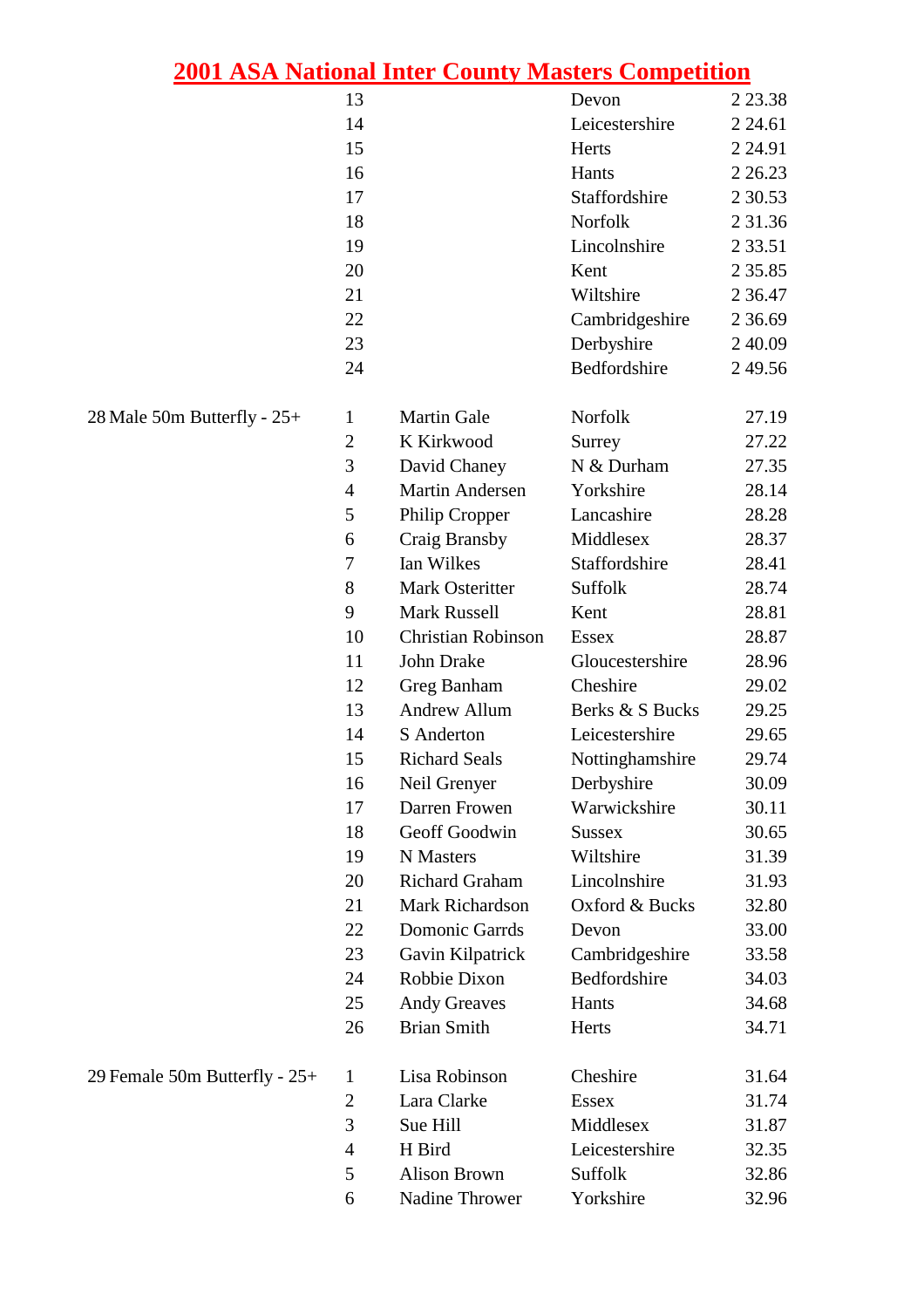# 2001 ASA National Inter County Masters Competition

| Event | Pos | Name | County | Time |
|---|---|---|---|---|
| | 13 | | Devon | 2 23.38 |
| | 14 | | Leicestershire | 2 24.61 |
| | 15 | | Herts | 2 24.91 |
| | 16 | | Hants | 2 26.23 |
| | 17 | | Staffordshire | 2 30.53 |
| | 18 | | Norfolk | 2 31.36 |
| | 19 | | Lincolnshire | 2 33.51 |
| | 20 | | Kent | 2 35.85 |
| | 21 | | Wiltshire | 2 36.47 |
| | 22 | | Cambridgeshire | 2 36.69 |
| | 23 | | Derbyshire | 2 40.09 |
| | 24 | | Bedfordshire | 2 49.56 |
| | | | | |
| 28 Male 50m Butterfly - 25+ | 1 | Martin Gale | Norfolk | 27.19 |
| | 2 | K Kirkwood | Surrey | 27.22 |
| | 3 | David Chaney | N & Durham | 27.35 |
| | 4 | Martin Andersen | Yorkshire | 28.14 |
| | 5 | Philip Cropper | Lancashire | 28.28 |
| | 6 | Craig Bransby | Middlesex | 28.37 |
| | 7 | Ian Wilkes | Staffordshire | 28.41 |
| | 8 | Mark Osteritter | Suffolk | 28.74 |
| | 9 | Mark Russell | Kent | 28.81 |
| | 10 | Christian Robinson | Essex | 28.87 |
| | 11 | John Drake | Gloucestershire | 28.96 |
| | 12 | Greg Banham | Cheshire | 29.02 |
| | 13 | Andrew Allum | Berks & S Bucks | 29.25 |
| | 14 | S Anderton | Leicestershire | 29.65 |
| | 15 | Richard Seals | Nottinghamshire | 29.74 |
| | 16 | Neil Grenyer | Derbyshire | 30.09 |
| | 17 | Darren Frowen | Warwickshire | 30.11 |
| | 18 | Geoff Goodwin | Sussex | 30.65 |
| | 19 | N Masters | Wiltshire | 31.39 |
| | 20 | Richard Graham | Lincolnshire | 31.93 |
| | 21 | Mark Richardson | Oxford & Bucks | 32.80 |
| | 22 | Domonic Garrds | Devon | 33.00 |
| | 23 | Gavin Kilpatrick | Cambridgeshire | 33.58 |
| | 24 | Robbie Dixon | Bedfordshire | 34.03 |
| | 25 | Andy Greaves | Hants | 34.68 |
| | 26 | Brian Smith | Herts | 34.71 |
| | | | | |
| 29 Female 50m Butterfly - 25+ | 1 | Lisa Robinson | Cheshire | 31.64 |
| | 2 | Lara Clarke | Essex | 31.74 |
| | 3 | Sue Hill | Middlesex | 31.87 |
| | 4 | H Bird | Leicestershire | 32.35 |
| | 5 | Alison Brown | Suffolk | 32.86 |
| | 6 | Nadine Thrower | Yorkshire | 32.96 |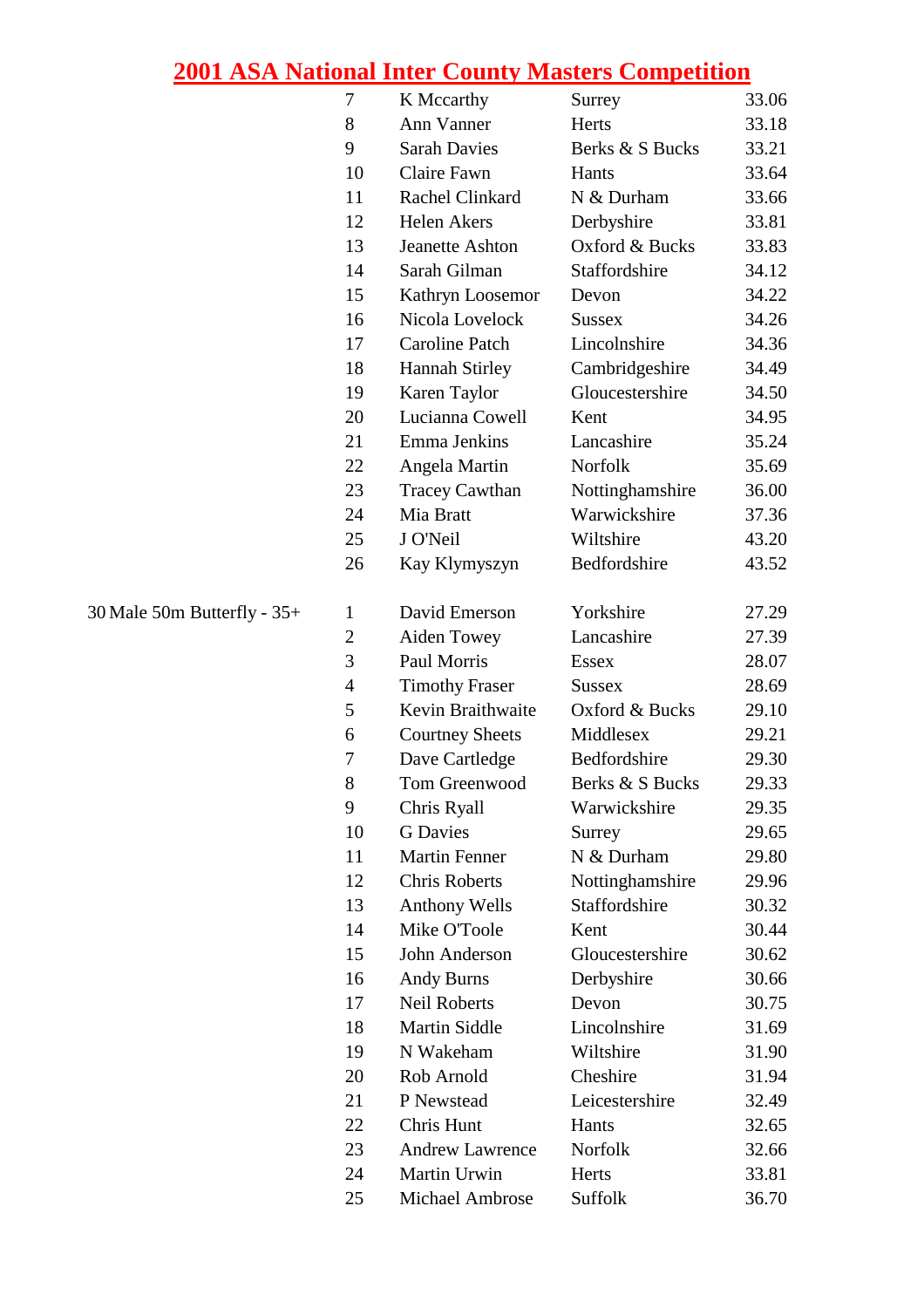# 2001 ASA National Inter County Masters Competition

| Event | Place | Name | County | Time |
|---|---|---|---|---|
| | 7 | K Mccarthy | Surrey | 33.06 |
| | 8 | Ann Vanner | Herts | 33.18 |
| | 9 | Sarah Davies | Berks & S Bucks | 33.21 |
| | 10 | Claire Fawn | Hants | 33.64 |
| | 11 | Rachel Clinkard | N & Durham | 33.66 |
| | 12 | Helen Akers | Derbyshire | 33.81 |
| | 13 | Jeanette Ashton | Oxford & Bucks | 33.83 |
| | 14 | Sarah Gilman | Staffordshire | 34.12 |
| | 15 | Kathryn Loosemor | Devon | 34.22 |
| | 16 | Nicola Lovelock | Sussex | 34.26 |
| | 17 | Caroline Patch | Lincolnshire | 34.36 |
| | 18 | Hannah Stirley | Cambridgeshire | 34.49 |
| | 19 | Karen Taylor | Gloucestershire | 34.50 |
| | 20 | Lucianna Cowell | Kent | 34.95 |
| | 21 | Emma Jenkins | Lancashire | 35.24 |
| | 22 | Angela Martin | Norfolk | 35.69 |
| | 23 | Tracey Cawthan | Nottinghamshire | 36.00 |
| | 24 | Mia Bratt | Warwickshire | 37.36 |
| | 25 | J O'Neil | Wiltshire | 43.20 |
| | 26 | Kay Klymyszyn | Bedfordshire | 43.52 |
| 30 Male 50m Butterfly - 35+ | 1 | David Emerson | Yorkshire | 27.29 |
| | 2 | Aiden Towey | Lancashire | 27.39 |
| | 3 | Paul Morris | Essex | 28.07 |
| | 4 | Timothy Fraser | Sussex | 28.69 |
| | 5 | Kevin Braithwaite | Oxford & Bucks | 29.10 |
| | 6 | Courtney Sheets | Middlesex | 29.21 |
| | 7 | Dave Cartledge | Bedfordshire | 29.30 |
| | 8 | Tom Greenwood | Berks & S Bucks | 29.33 |
| | 9 | Chris Ryall | Warwickshire | 29.35 |
| | 10 | G Davies | Surrey | 29.65 |
| | 11 | Martin Fenner | N & Durham | 29.80 |
| | 12 | Chris Roberts | Nottinghamshire | 29.96 |
| | 13 | Anthony Wells | Staffordshire | 30.32 |
| | 14 | Mike O'Toole | Kent | 30.44 |
| | 15 | John Anderson | Gloucestershire | 30.62 |
| | 16 | Andy Burns | Derbyshire | 30.66 |
| | 17 | Neil Roberts | Devon | 30.75 |
| | 18 | Martin Siddle | Lincolnshire | 31.69 |
| | 19 | N Wakeham | Wiltshire | 31.90 |
| | 20 | Rob Arnold | Cheshire | 31.94 |
| | 21 | P Newstead | Leicestershire | 32.49 |
| | 22 | Chris Hunt | Hants | 32.65 |
| | 23 | Andrew Lawrence | Norfolk | 32.66 |
| | 24 | Martin Urwin | Herts | 33.81 |
| | 25 | Michael Ambrose | Suffolk | 36.70 |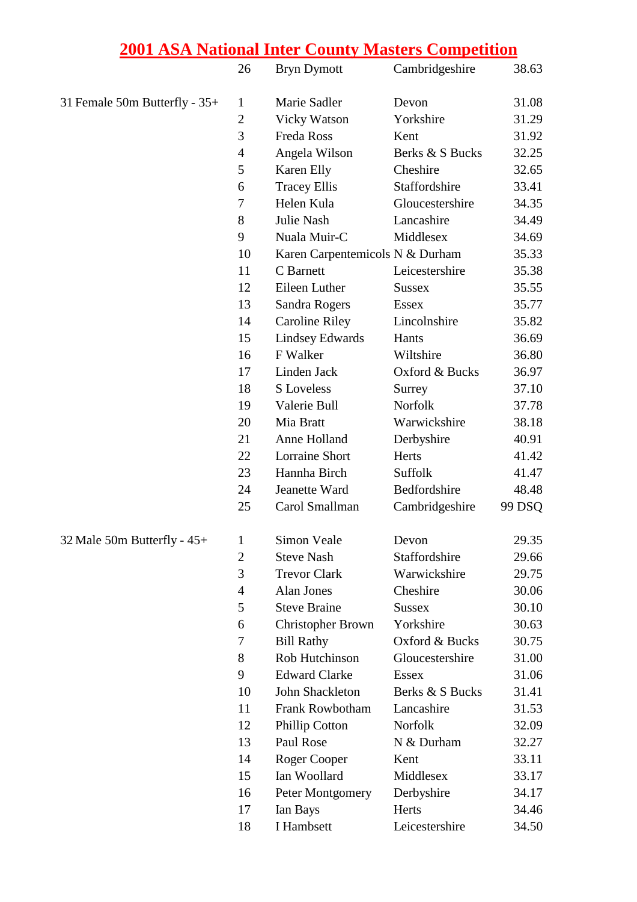# 2001 ASA National Inter County Masters Competition

| Event | Place | Name | County | Time |
|---|---|---|---|---|
| | 26 | Bryn Dymott | Cambridgeshire | 38.63 |
| | | | | |
| 31 Female 50m Butterfly - 35+ | 1 | Marie Sadler | Devon | 31.08 |
| | 2 | Vicky Watson | Yorkshire | 31.29 |
| | 3 | Freda Ross | Kent | 31.92 |
| | 4 | Angela Wilson | Berks & S Bucks | 32.25 |
| | 5 | Karen Elly | Cheshire | 32.65 |
| | 6 | Tracey Ellis | Staffordshire | 33.41 |
| | 7 | Helen Kula | Gloucestershire | 34.35 |
| | 8 | Julie Nash | Lancashire | 34.49 |
| | 9 | Nuala Muir-C | Middlesex | 34.69 |
| | 10 | Karen Carpentemicols | N & Durham | 35.33 |
| | 11 | C Barnett | Leicestershire | 35.38 |
| | 12 | Eileen Luther | Sussex | 35.55 |
| | 13 | Sandra Rogers | Essex | 35.77 |
| | 14 | Caroline Riley | Lincolnshire | 35.82 |
| | 15 | Lindsey Edwards | Hants | 36.69 |
| | 16 | F Walker | Wiltshire | 36.80 |
| | 17 | Linden Jack | Oxford & Bucks | 36.97 |
| | 18 | S Loveless | Surrey | 37.10 |
| | 19 | Valerie Bull | Norfolk | 37.78 |
| | 20 | Mia Bratt | Warwickshire | 38.18 |
| | 21 | Anne Holland | Derbyshire | 40.91 |
| | 22 | Lorraine Short | Herts | 41.42 |
| | 23 | Hannha Birch | Suffolk | 41.47 |
| | 24 | Jeanette Ward | Bedfordshire | 48.48 |
| | 25 | Carol Smallman | Cambridgeshire | 99 DSQ |
| | | | | |
| 32 Male 50m Butterfly - 45+ | 1 | Simon Veale | Devon | 29.35 |
| | 2 | Steve Nash | Staffordshire | 29.66 |
| | 3 | Trevor Clark | Warwickshire | 29.75 |
| | 4 | Alan Jones | Cheshire | 30.06 |
| | 5 | Steve Braine | Sussex | 30.10 |
| | 6 | Christopher Brown | Yorkshire | 30.63 |
| | 7 | Bill Rathy | Oxford & Bucks | 30.75 |
| | 8 | Rob Hutchinson | Gloucestershire | 31.00 |
| | 9 | Edward Clarke | Essex | 31.06 |
| | 10 | John Shackleton | Berks & S Bucks | 31.41 |
| | 11 | Frank Rowbotham | Lancashire | 31.53 |
| | 12 | Phillip Cotton | Norfolk | 32.09 |
| | 13 | Paul Rose | N & Durham | 32.27 |
| | 14 | Roger Cooper | Kent | 33.11 |
| | 15 | Ian Woollard | Middlesex | 33.17 |
| | 16 | Peter Montgomery | Derbyshire | 34.17 |
| | 17 | Ian Bays | Herts | 34.46 |
| | 18 | I Hambsett | Leicestershire | 34.50 |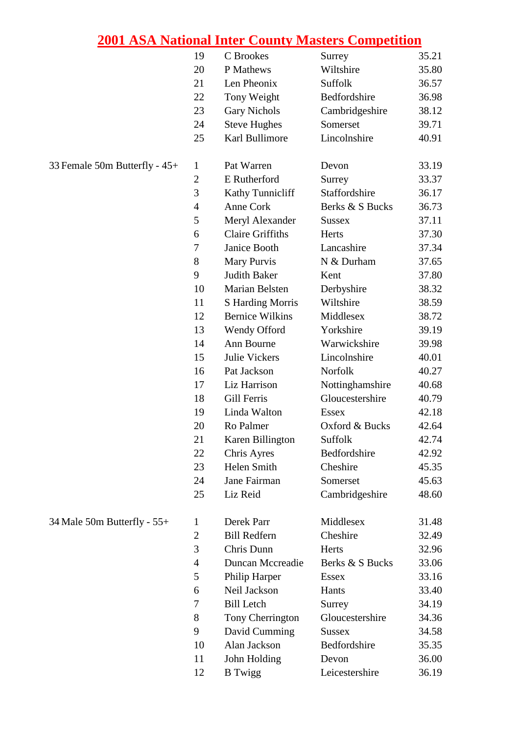# 2001 ASA National Inter County Masters Competition

| Event | Pos | Name | County | Time |
|---|---|---|---|---|
| | 19 | C Brookes | Surrey | 35.21 |
| | 20 | P Mathews | Wiltshire | 35.80 |
| | 21 | Len Pheonix | Suffolk | 36.57 |
| | 22 | Tony Weight | Bedfordshire | 36.98 |
| | 23 | Gary Nichols | Cambridgeshire | 38.12 |
| | 24 | Steve Hughes | Somerset | 39.71 |
| | 25 | Karl Bullimore | Lincolnshire | 40.91 |
| 33 Female 50m Butterfly - 45+ | 1 | Pat Warren | Devon | 33.19 |
| | 2 | E Rutherford | Surrey | 33.37 |
| | 3 | Kathy Tunnicliff | Staffordshire | 36.17 |
| | 4 | Anne Cork | Berks & S Bucks | 36.73 |
| | 5 | Meryl Alexander | Sussex | 37.11 |
| | 6 | Claire Griffiths | Herts | 37.30 |
| | 7 | Janice Booth | Lancashire | 37.34 |
| | 8 | Mary Purvis | N & Durham | 37.65 |
| | 9 | Judith Baker | Kent | 37.80 |
| | 10 | Marian Belsten | Derbyshire | 38.32 |
| | 11 | S Harding Morris | Wiltshire | 38.59 |
| | 12 | Bernice Wilkins | Middlesex | 38.72 |
| | 13 | Wendy Offord | Yorkshire | 39.19 |
| | 14 | Ann Bourne | Warwickshire | 39.98 |
| | 15 | Julie Vickers | Lincolnshire | 40.01 |
| | 16 | Pat Jackson | Norfolk | 40.27 |
| | 17 | Liz Harrison | Nottinghamshire | 40.68 |
| | 18 | Gill Ferris | Gloucestershire | 40.79 |
| | 19 | Linda Walton | Essex | 42.18 |
| | 20 | Ro Palmer | Oxford & Bucks | 42.64 |
| | 21 | Karen Billington | Suffolk | 42.74 |
| | 22 | Chris Ayres | Bedfordshire | 42.92 |
| | 23 | Helen Smith | Cheshire | 45.35 |
| | 24 | Jane Fairman | Somerset | 45.63 |
| | 25 | Liz Reid | Cambridgeshire | 48.60 |
| 34 Male 50m Butterfly - 55+ | 1 | Derek Parr | Middlesex | 31.48 |
| | 2 | Bill Redfern | Cheshire | 32.49 |
| | 3 | Chris Dunn | Herts | 32.96 |
| | 4 | Duncan Mccreadie | Berks & S Bucks | 33.06 |
| | 5 | Philip Harper | Essex | 33.16 |
| | 6 | Neil Jackson | Hants | 33.40 |
| | 7 | Bill Letch | Surrey | 34.19 |
| | 8 | Tony Cherrington | Gloucestershire | 34.36 |
| | 9 | David Cumming | Sussex | 34.58 |
| | 10 | Alan Jackson | Bedfordshire | 35.35 |
| | 11 | John Holding | Devon | 36.00 |
| | 12 | B Twigg | Leicestershire | 36.19 |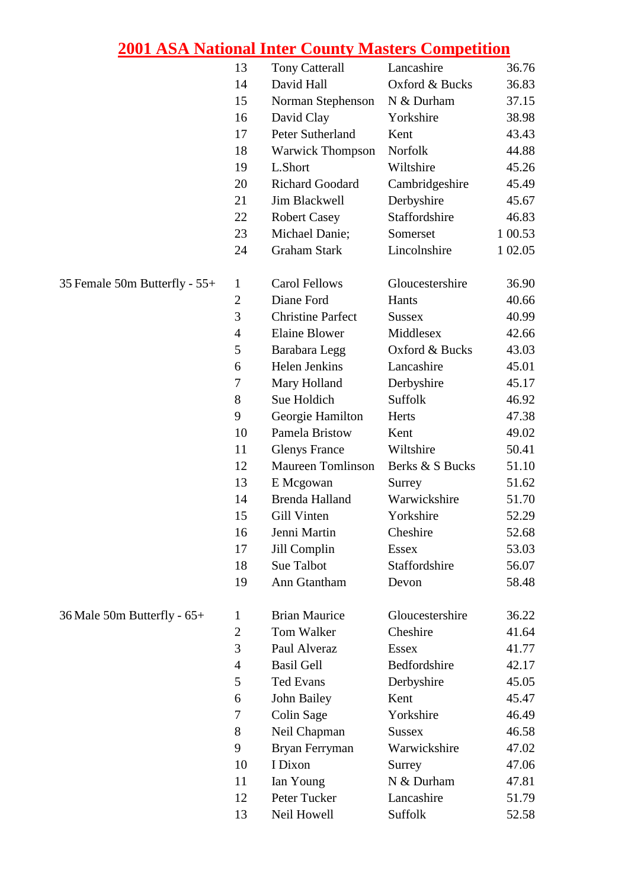# 2001 ASA National Inter County Masters Competition

| Event | Place | Name | County | Time |
|---|---|---|---|---|
| | 13 | Tony Catterall | Lancashire | 36.76 |
| | 14 | David Hall | Oxford & Bucks | 36.83 |
| | 15 | Norman Stephenson | N & Durham | 37.15 |
| | 16 | David Clay | Yorkshire | 38.98 |
| | 17 | Peter Sutherland | Kent | 43.43 |
| | 18 | Warwick Thompson | Norfolk | 44.88 |
| | 19 | L.Short | Wiltshire | 45.26 |
| | 20 | Richard Goodard | Cambridgeshire | 45.49 |
| | 21 | Jim Blackwell | Derbyshire | 45.67 |
| | 22 | Robert Casey | Staffordshire | 46.83 |
| | 23 | Michael Danie; | Somerset | 1 00.53 |
| | 24 | Graham Stark | Lincolnshire | 1 02.05 |
| 35 Female 50m Butterfly - 55+ | 1 | Carol Fellows | Gloucestershire | 36.90 |
| | 2 | Diane Ford | Hants | 40.66 |
| | 3 | Christine Parfect | Sussex | 40.99 |
| | 4 | Elaine Blower | Middlesex | 42.66 |
| | 5 | Barabara Legg | Oxford & Bucks | 43.03 |
| | 6 | Helen Jenkins | Lancashire | 45.01 |
| | 7 | Mary Holland | Derbyshire | 45.17 |
| | 8 | Sue Holdich | Suffolk | 46.92 |
| | 9 | Georgie Hamilton | Herts | 47.38 |
| | 10 | Pamela Bristow | Kent | 49.02 |
| | 11 | Glenys France | Wiltshire | 50.41 |
| | 12 | Maureen Tomlinson | Berks & S Bucks | 51.10 |
| | 13 | E Mcgowan | Surrey | 51.62 |
| | 14 | Brenda Halland | Warwickshire | 51.70 |
| | 15 | Gill Vinten | Yorkshire | 52.29 |
| | 16 | Jenni Martin | Cheshire | 52.68 |
| | 17 | Jill Complin | Essex | 53.03 |
| | 18 | Sue Talbot | Staffordshire | 56.07 |
| | 19 | Ann Gtantham | Devon | 58.48 |
| 36 Male 50m Butterfly - 65+ | 1 | Brian Maurice | Gloucestershire | 36.22 |
| | 2 | Tom Walker | Cheshire | 41.64 |
| | 3 | Paul Alveraz | Essex | 41.77 |
| | 4 | Basil Gell | Bedfordshire | 42.17 |
| | 5 | Ted Evans | Derbyshire | 45.05 |
| | 6 | John Bailey | Kent | 45.47 |
| | 7 | Colin Sage | Yorkshire | 46.49 |
| | 8 | Neil Chapman | Sussex | 46.58 |
| | 9 | Bryan Ferryman | Warwickshire | 47.02 |
| | 10 | I Dixon | Surrey | 47.06 |
| | 11 | Ian Young | N & Durham | 47.81 |
| | 12 | Peter Tucker | Lancashire | 51.79 |
| | 13 | Neil Howell | Suffolk | 52.58 |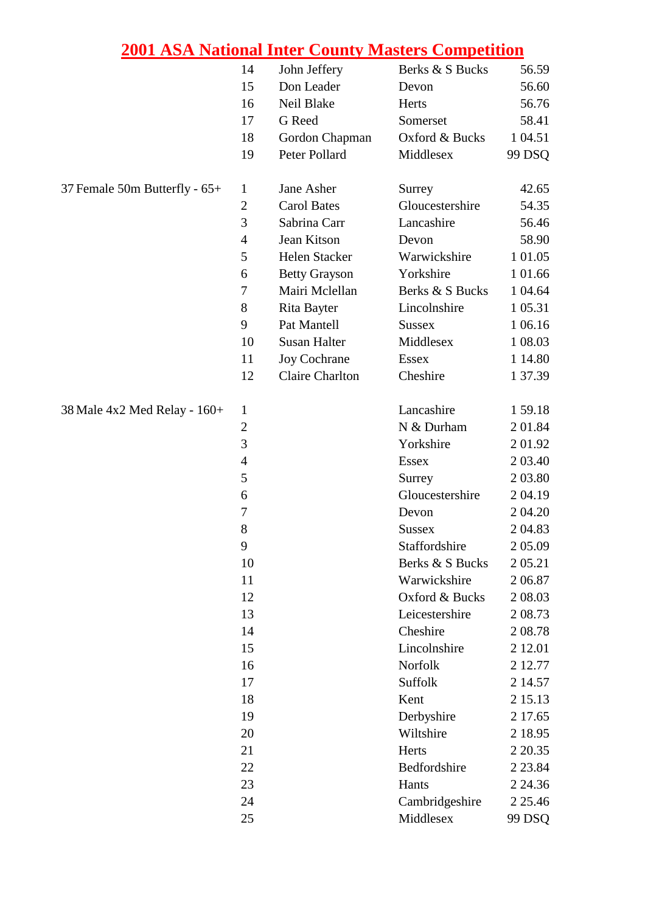# 2001 ASA National Inter County Masters Competition

| Event | Place | Name | County | Time |
|---|---|---|---|---|
| | 14 | John Jeffery | Berks & S Bucks | 56.59 |
| | 15 | Don Leader | Devon | 56.60 |
| | 16 | Neil Blake | Herts | 56.76 |
| | 17 | G Reed | Somerset | 58.41 |
| | 18 | Gordon Chapman | Oxford & Bucks | 1 04.51 |
| | 19 | Peter Pollard | Middlesex | 99 DSQ |
| 37 Female 50m Butterfly - 65+ | 1 | Jane Asher | Surrey | 42.65 |
| | 2 | Carol Bates | Gloucestershire | 54.35 |
| | 3 | Sabrina Carr | Lancashire | 56.46 |
| | 4 | Jean Kitson | Devon | 58.90 |
| | 5 | Helen Stacker | Warwickshire | 1 01.05 |
| | 6 | Betty Grayson | Yorkshire | 1 01.66 |
| | 7 | Mairi Mclellan | Berks & S Bucks | 1 04.64 |
| | 8 | Rita Bayter | Lincolnshire | 1 05.31 |
| | 9 | Pat Mantell | Sussex | 1 06.16 |
| | 10 | Susan Halter | Middlesex | 1 08.03 |
| | 11 | Joy Cochrane | Essex | 1 14.80 |
| | 12 | Claire Charlton | Cheshire | 1 37.39 |
| 38 Male 4x2 Med Relay - 160+ | 1 | | Lancashire | 1 59.18 |
| | 2 | | N & Durham | 2 01.84 |
| | 3 | | Yorkshire | 2 01.92 |
| | 4 | | Essex | 2 03.40 |
| | 5 | | Surrey | 2 03.80 |
| | 6 | | Gloucestershire | 2 04.19 |
| | 7 | | Devon | 2 04.20 |
| | 8 | | Sussex | 2 04.83 |
| | 9 | | Staffordshire | 2 05.09 |
| | 10 | | Berks & S Bucks | 2 05.21 |
| | 11 | | Warwickshire | 2 06.87 |
| | 12 | | Oxford & Bucks | 2 08.03 |
| | 13 | | Leicestershire | 2 08.73 |
| | 14 | | Cheshire | 2 08.78 |
| | 15 | | Lincolnshire | 2 12.01 |
| | 16 | | Norfolk | 2 12.77 |
| | 17 | | Suffolk | 2 14.57 |
| | 18 | | Kent | 2 15.13 |
| | 19 | | Derbyshire | 2 17.65 |
| | 20 | | Wiltshire | 2 18.95 |
| | 21 | | Herts | 2 20.35 |
| | 22 | | Bedfordshire | 2 23.84 |
| | 23 | | Hants | 2 24.36 |
| | 24 | | Cambridgeshire | 2 25.46 |
| | 25 | | Middlesex | 99 DSQ |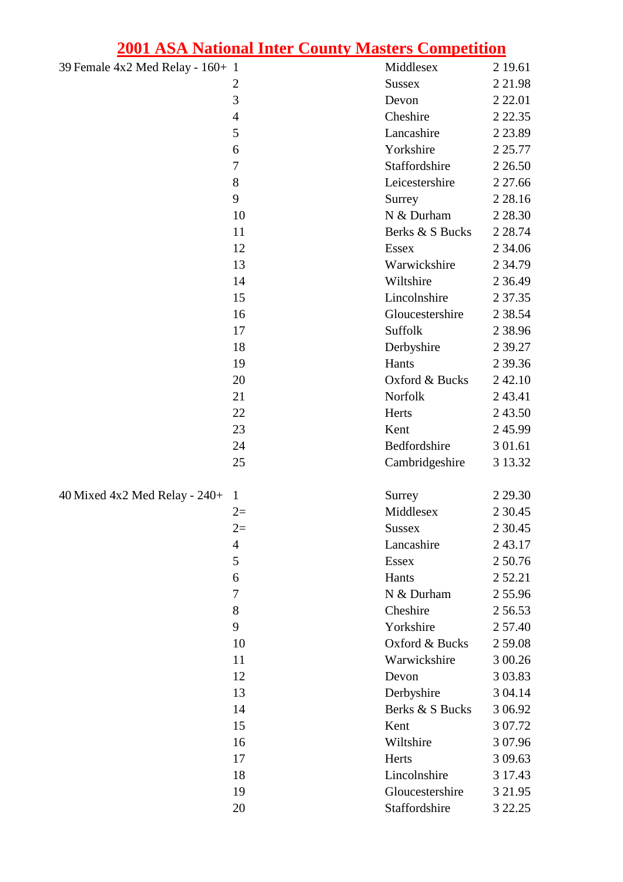# 2001 ASA National Inter County Masters Competition

| Event | Pos | County | Time |
|---|---|---|---|
| 39 Female 4x2 Med Relay - 160+ | 1 | Middlesex | 2 19.61 |
| | 2 | Sussex | 2 21.98 |
| | 3 | Devon | 2 22.01 |
| | 4 | Cheshire | 2 22.35 |
| | 5 | Lancashire | 2 23.89 |
| | 6 | Yorkshire | 2 25.77 |
| | 7 | Staffordshire | 2 26.50 |
| | 8 | Leicestershire | 2 27.66 |
| | 9 | Surrey | 2 28.16 |
| | 10 | N & Durham | 2 28.30 |
| | 11 | Berks & S Bucks | 2 28.74 |
| | 12 | Essex | 2 34.06 |
| | 13 | Warwickshire | 2 34.79 |
| | 14 | Wiltshire | 2 36.49 |
| | 15 | Lincolnshire | 2 37.35 |
| | 16 | Gloucestershire | 2 38.54 |
| | 17 | Suffolk | 2 38.96 |
| | 18 | Derbyshire | 2 39.27 |
| | 19 | Hants | 2 39.36 |
| | 20 | Oxford & Bucks | 2 42.10 |
| | 21 | Norfolk | 2 43.41 |
| | 22 | Herts | 2 43.50 |
| | 23 | Kent | 2 45.99 |
| | 24 | Bedfordshire | 3 01.61 |
| | 25 | Cambridgeshire | 3 13.32 |
| 40 Mixed 4x2 Med Relay - 240+ | 1 | Surrey | 2 29.30 |
| | 2= | Middlesex | 2 30.45 |
| | 2= | Sussex | 2 30.45 |
| | 4 | Lancashire | 2 43.17 |
| | 5 | Essex | 2 50.76 |
| | 6 | Hants | 2 52.21 |
| | 7 | N & Durham | 2 55.96 |
| | 8 | Cheshire | 2 56.53 |
| | 9 | Yorkshire | 2 57.40 |
| | 10 | Oxford & Bucks | 2 59.08 |
| | 11 | Warwickshire | 3 00.26 |
| | 12 | Devon | 3 03.83 |
| | 13 | Derbyshire | 3 04.14 |
| | 14 | Berks & S Bucks | 3 06.92 |
| | 15 | Kent | 3 07.72 |
| | 16 | Wiltshire | 3 07.96 |
| | 17 | Herts | 3 09.63 |
| | 18 | Lincolnshire | 3 17.43 |
| | 19 | Gloucestershire | 3 21.95 |
| | 20 | Staffordshire | 3 22.25 |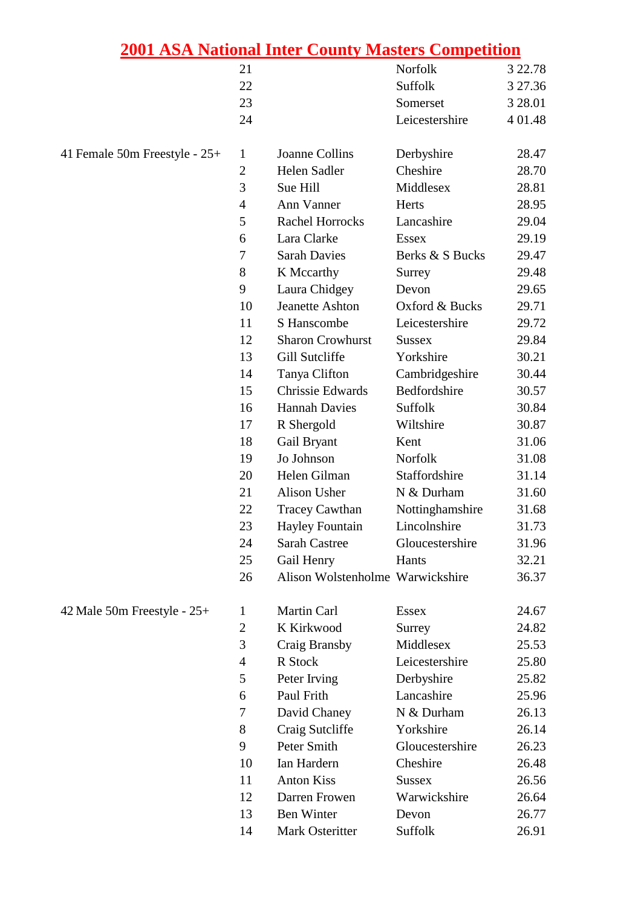# 2001 ASA National Inter County Masters Competition

| Event | Pos | Name | County | Time |
|---|---|---|---|---|
| | 21 | | Norfolk | 3 22.78 |
| | 22 | | Suffolk | 3 27.36 |
| | 23 | | Somerset | 3 28.01 |
| | 24 | | Leicestershire | 4 01.48 |
| 41 Female 50m Freestyle - 25+ | 1 | Joanne Collins | Derbyshire | 28.47 |
| | 2 | Helen Sadler | Cheshire | 28.70 |
| | 3 | Sue Hill | Middlesex | 28.81 |
| | 4 | Ann Vanner | Herts | 28.95 |
| | 5 | Rachel Horrocks | Lancashire | 29.04 |
| | 6 | Lara Clarke | Essex | 29.19 |
| | 7 | Sarah Davies | Berks & S Bucks | 29.47 |
| | 8 | K Mccarthy | Surrey | 29.48 |
| | 9 | Laura Chidgey | Devon | 29.65 |
| | 10 | Jeanette Ashton | Oxford & Bucks | 29.71 |
| | 11 | S Hanscombe | Leicestershire | 29.72 |
| | 12 | Sharon Crowhurst | Sussex | 29.84 |
| | 13 | Gill Sutcliffe | Yorkshire | 30.21 |
| | 14 | Tanya Clifton | Cambridgeshire | 30.44 |
| | 15 | Chrissie Edwards | Bedfordshire | 30.57 |
| | 16 | Hannah Davies | Suffolk | 30.84 |
| | 17 | R Shergold | Wiltshire | 30.87 |
| | 18 | Gail Bryant | Kent | 31.06 |
| | 19 | Jo Johnson | Norfolk | 31.08 |
| | 20 | Helen Gilman | Staffordshire | 31.14 |
| | 21 | Alison Usher | N & Durham | 31.60 |
| | 22 | Tracey Cawthan | Nottinghamshire | 31.68 |
| | 23 | Hayley Fountain | Lincolnshire | 31.73 |
| | 24 | Sarah Castree | Gloucestershire | 31.96 |
| | 25 | Gail Henry | Hants | 32.21 |
| | 26 | Alison Wolstenholme | Warwickshire | 36.37 |
| 42 Male 50m Freestyle - 25+ | 1 | Martin Carl | Essex | 24.67 |
| | 2 | K Kirkwood | Surrey | 24.82 |
| | 3 | Craig Bransby | Middlesex | 25.53 |
| | 4 | R Stock | Leicestershire | 25.80 |
| | 5 | Peter Irving | Derbyshire | 25.82 |
| | 6 | Paul Frith | Lancashire | 25.96 |
| | 7 | David Chaney | N & Durham | 26.13 |
| | 8 | Craig Sutcliffe | Yorkshire | 26.14 |
| | 9 | Peter Smith | Gloucestershire | 26.23 |
| | 10 | Ian Hardern | Cheshire | 26.48 |
| | 11 | Anton Kiss | Sussex | 26.56 |
| | 12 | Darren Frowen | Warwickshire | 26.64 |
| | 13 | Ben Winter | Devon | 26.77 |
| | 14 | Mark Osteritter | Suffolk | 26.91 |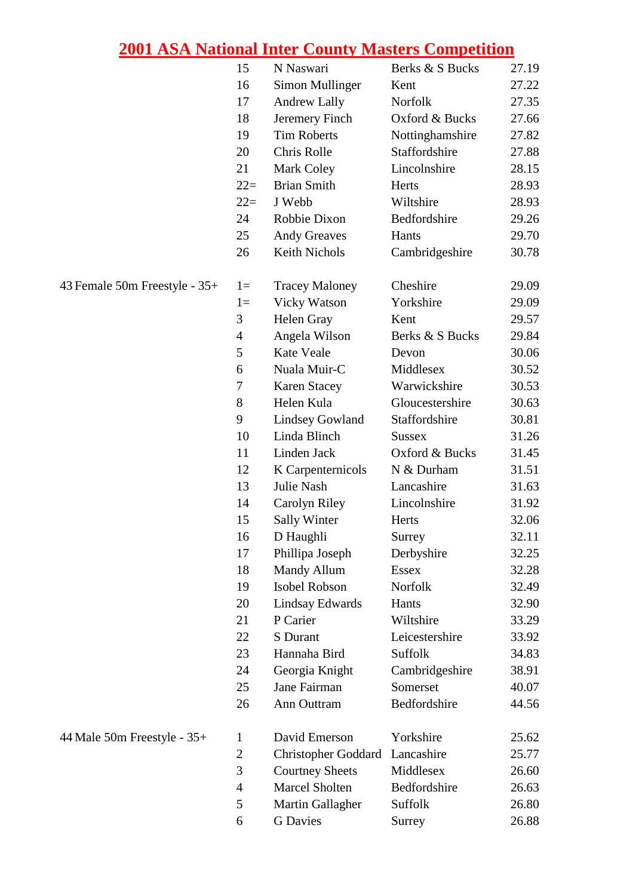# 2001 ASA National Inter County Masters Competition

| Event | Place | Name | County | Time |
|---|---|---|---|---|
| | 15 | N Naswari | Berks & S Bucks | 27.19 |
| | 16 | Simon Mullinger | Kent | 27.22 |
| | 17 | Andrew Lally | Norfolk | 27.35 |
| | 18 | Jeremery Finch | Oxford & Bucks | 27.66 |
| | 19 | Tim Roberts | Nottinghamshire | 27.82 |
| | 20 | Chris Rolle | Staffordshire | 27.88 |
| | 21 | Mark Coley | Lincolnshire | 28.15 |
| | 22= | Brian Smith | Herts | 28.93 |
| | 22= | J Webb | Wiltshire | 28.93 |
| | 24 | Robbie Dixon | Bedfordshire | 29.26 |
| | 25 | Andy Greaves | Hants | 29.70 |
| | 26 | Keith Nichols | Cambridgeshire | 30.78 |
| 43 Female 50m Freestyle - 35+ | 1= | Tracey Maloney | Cheshire | 29.09 |
| | 1= | Vicky Watson | Yorkshire | 29.09 |
| | 3 | Helen Gray | Kent | 29.57 |
| | 4 | Angela Wilson | Berks & S Bucks | 29.84 |
| | 5 | Kate Veale | Devon | 30.06 |
| | 6 | Nuala Muir-C | Middlesex | 30.52 |
| | 7 | Karen Stacey | Warwickshire | 30.53 |
| | 8 | Helen Kula | Gloucestershire | 30.63 |
| | 9 | Lindsey Gowland | Staffordshire | 30.81 |
| | 10 | Linda Blinch | Sussex | 31.26 |
| | 11 | Linden Jack | Oxford & Bucks | 31.45 |
| | 12 | K Carpenternicols | N & Durham | 31.51 |
| | 13 | Julie Nash | Lancashire | 31.63 |
| | 14 | Carolyn Riley | Lincolnshire | 31.92 |
| | 15 | Sally Winter | Herts | 32.06 |
| | 16 | D Haughli | Surrey | 32.11 |
| | 17 | Phillipa Joseph | Derbyshire | 32.25 |
| | 18 | Mandy Allum | Essex | 32.28 |
| | 19 | Isobel Robson | Norfolk | 32.49 |
| | 20 | Lindsay Edwards | Hants | 32.90 |
| | 21 | P Carier | Wiltshire | 33.29 |
| | 22 | S Durant | Leicestershire | 33.92 |
| | 23 | Hannaha Bird | Suffolk | 34.83 |
| | 24 | Georgia Knight | Cambridgeshire | 38.91 |
| | 25 | Jane Fairman | Somerset | 40.07 |
| | 26 | Ann Outtram | Bedfordshire | 44.56 |
| 44 Male 50m Freestyle - 35+ | 1 | David Emerson | Yorkshire | 25.62 |
| | 2 | Christopher Goddard | Lancashire | 25.77 |
| | 3 | Courtney Sheets | Middlesex | 26.60 |
| | 4 | Marcel Sholten | Bedfordshire | 26.63 |
| | 5 | Martin Gallagher | Suffolk | 26.80 |
| | 6 | G Davies | Surrey | 26.88 |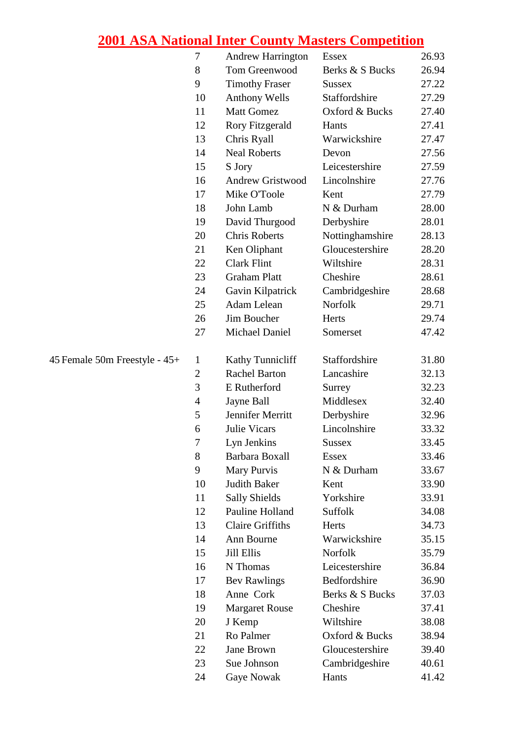# 2001 ASA National Inter County Masters Competition

| Event | Place | Name | County | Time |
|---|---|---|---|---|
| | 7 | Andrew Harrington | Essex | 26.93 |
| | 8 | Tom Greenwood | Berks & S Bucks | 26.94 |
| | 9 | Timothy Fraser | Sussex | 27.22 |
| | 10 | Anthony Wells | Staffordshire | 27.29 |
| | 11 | Matt Gomez | Oxford & Bucks | 27.40 |
| | 12 | Rory Fitzgerald | Hants | 27.41 |
| | 13 | Chris Ryall | Warwickshire | 27.47 |
| | 14 | Neal Roberts | Devon | 27.56 |
| | 15 | S Jory | Leicestershire | 27.59 |
| | 16 | Andrew Gristwood | Lincolnshire | 27.76 |
| | 17 | Mike O'Toole | Kent | 27.79 |
| | 18 | John Lamb | N & Durham | 28.00 |
| | 19 | David Thurgood | Derbyshire | 28.01 |
| | 20 | Chris Roberts | Nottinghamshire | 28.13 |
| | 21 | Ken Oliphant | Gloucestershire | 28.20 |
| | 22 | Clark Flint | Wiltshire | 28.31 |
| | 23 | Graham Platt | Cheshire | 28.61 |
| | 24 | Gavin Kilpatrick | Cambridgeshire | 28.68 |
| | 25 | Adam Lelean | Norfolk | 29.71 |
| | 26 | Jim Boucher | Herts | 29.74 |
| | 27 | Michael Daniel | Somerset | 47.42 |
| 45 Female 50m Freestyle - 45+ | 1 | Kathy Tunnicliff | Staffordshire | 31.80 |
| | 2 | Rachel Barton | Lancashire | 32.13 |
| | 3 | E Rutherford | Surrey | 32.23 |
| | 4 | Jayne Ball | Middlesex | 32.40 |
| | 5 | Jennifer Merritt | Derbyshire | 32.96 |
| | 6 | Julie Vicars | Lincolnshire | 33.32 |
| | 7 | Lyn Jenkins | Sussex | 33.45 |
| | 8 | Barbara Boxall | Essex | 33.46 |
| | 9 | Mary Purvis | N & Durham | 33.67 |
| | 10 | Judith Baker | Kent | 33.90 |
| | 11 | Sally Shields | Yorkshire | 33.91 |
| | 12 | Pauline Holland | Suffolk | 34.08 |
| | 13 | Claire Griffiths | Herts | 34.73 |
| | 14 | Ann Bourne | Warwickshire | 35.15 |
| | 15 | Jill Ellis | Norfolk | 35.79 |
| | 16 | N Thomas | Leicestershire | 36.84 |
| | 17 | Bev Rawlings | Bedfordshire | 36.90 |
| | 18 | Anne Cork | Berks & S Bucks | 37.03 |
| | 19 | Margaret Rouse | Cheshire | 37.41 |
| | 20 | J Kemp | Wiltshire | 38.08 |
| | 21 | Ro Palmer | Oxford & Bucks | 38.94 |
| | 22 | Jane Brown | Gloucestershire | 39.40 |
| | 23 | Sue Johnson | Cambridgeshire | 40.61 |
| | 24 | Gaye Nowak | Hants | 41.42 |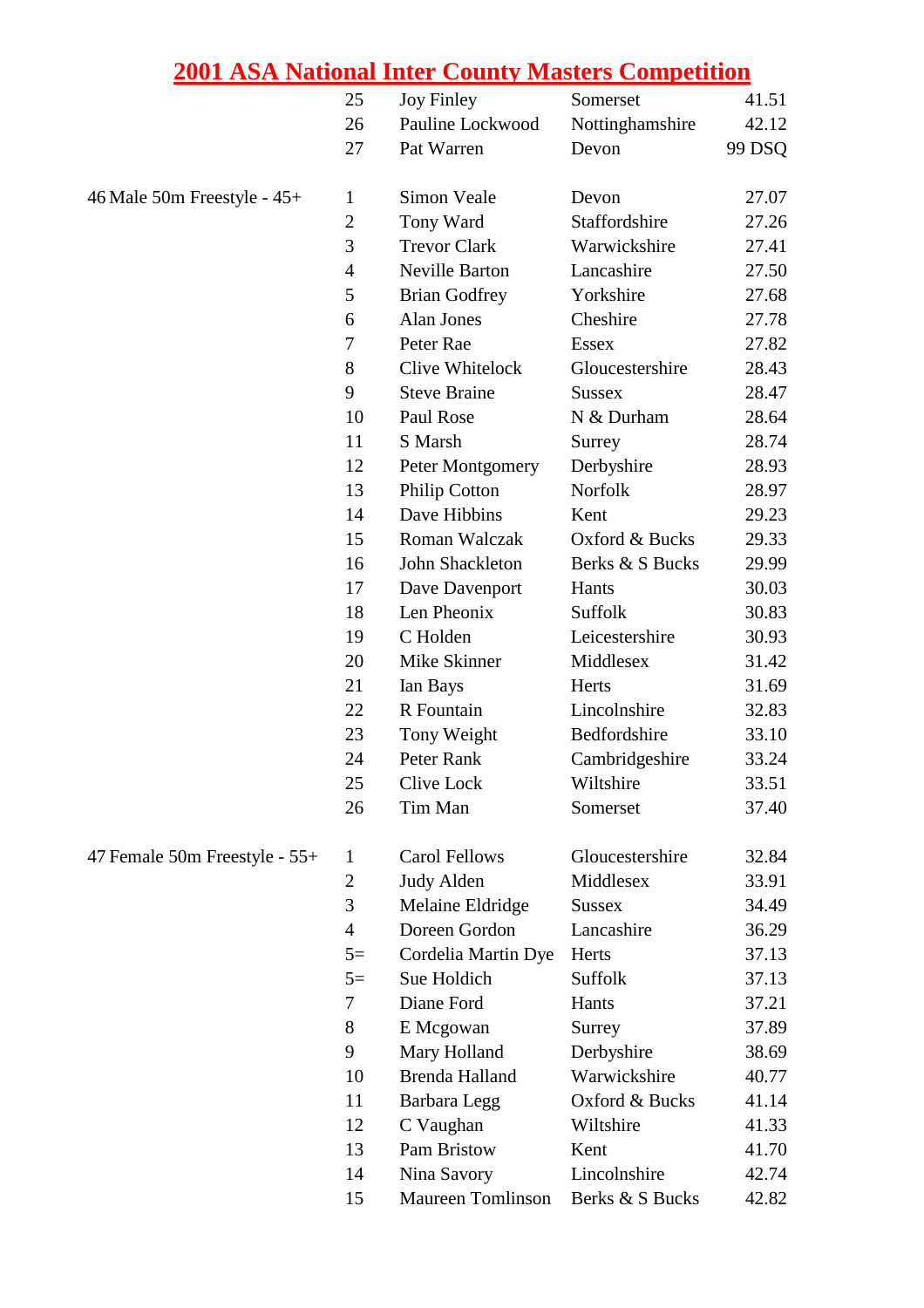# 2001 ASA National Inter County Masters Competition

| Event | Pos | Name | County | Time |
|---|---|---|---|---|
| | 25 | Joy Finley | Somerset | 41.51 |
| | 26 | Pauline Lockwood | Nottinghamshire | 42.12 |
| | 27 | Pat Warren | Devon | 99 DSQ |
| 46 Male 50m Freestyle - 45+ | 1 | Simon Veale | Devon | 27.07 |
| | 2 | Tony Ward | Staffordshire | 27.26 |
| | 3 | Trevor Clark | Warwickshire | 27.41 |
| | 4 | Neville Barton | Lancashire | 27.50 |
| | 5 | Brian Godfrey | Yorkshire | 27.68 |
| | 6 | Alan Jones | Cheshire | 27.78 |
| | 7 | Peter Rae | Essex | 27.82 |
| | 8 | Clive Whitelock | Gloucestershire | 28.43 |
| | 9 | Steve Braine | Sussex | 28.47 |
| | 10 | Paul Rose | N & Durham | 28.64 |
| | 11 | S Marsh | Surrey | 28.74 |
| | 12 | Peter Montgomery | Derbyshire | 28.93 |
| | 13 | Philip Cotton | Norfolk | 28.97 |
| | 14 | Dave Hibbins | Kent | 29.23 |
| | 15 | Roman Walczak | Oxford & Bucks | 29.33 |
| | 16 | John Shackleton | Berks & S Bucks | 29.99 |
| | 17 | Dave Davenport | Hants | 30.03 |
| | 18 | Len Pheonix | Suffolk | 30.83 |
| | 19 | C Holden | Leicestershire | 30.93 |
| | 20 | Mike Skinner | Middlesex | 31.42 |
| | 21 | Ian Bays | Herts | 31.69 |
| | 22 | R Fountain | Lincolnshire | 32.83 |
| | 23 | Tony Weight | Bedfordshire | 33.10 |
| | 24 | Peter Rank | Cambridgeshire | 33.24 |
| | 25 | Clive Lock | Wiltshire | 33.51 |
| | 26 | Tim Man | Somerset | 37.40 |
| 47 Female 50m Freestyle - 55+ | 1 | Carol Fellows | Gloucestershire | 32.84 |
| | 2 | Judy Alden | Middlesex | 33.91 |
| | 3 | Melaine Eldridge | Sussex | 34.49 |
| | 4 | Doreen Gordon | Lancashire | 36.29 |
| | 5= | Cordelia Martin Dye | Herts | 37.13 |
| | 5= | Sue Holdich | Suffolk | 37.13 |
| | 7 | Diane Ford | Hants | 37.21 |
| | 8 | E Mcgowan | Surrey | 37.89 |
| | 9 | Mary Holland | Derbyshire | 38.69 |
| | 10 | Brenda Halland | Warwickshire | 40.77 |
| | 11 | Barbara Legg | Oxford & Bucks | 41.14 |
| | 12 | C Vaughan | Wiltshire | 41.33 |
| | 13 | Pam Bristow | Kent | 41.70 |
| | 14 | Nina Savory | Lincolnshire | 42.74 |
| | 15 | Maureen Tomlinson | Berks & S Bucks | 42.82 |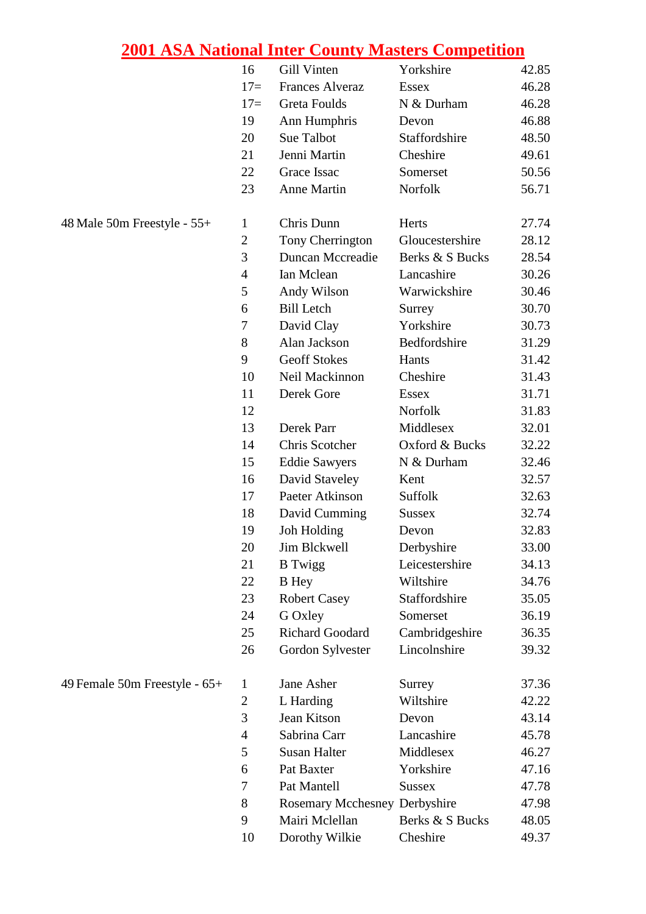# 2001 ASA National Inter County Masters Competition

| Event | Place | Name | County | Time |
|---|---|---|---|---|
| | 16 | Gill Vinten | Yorkshire | 42.85 |
| | 17= | Frances Alveraz | Essex | 46.28 |
| | 17= | Greta Foulds | N & Durham | 46.28 |
| | 19 | Ann Humphris | Devon | 46.88 |
| | 20 | Sue Talbot | Staffordshire | 48.50 |
| | 21 | Jenni Martin | Cheshire | 49.61 |
| | 22 | Grace Issac | Somerset | 50.56 |
| | 23 | Anne Martin | Norfolk | 56.71 |
| 48 Male 50m Freestyle - 55+ | 1 | Chris Dunn | Herts | 27.74 |
| | 2 | Tony Cherrington | Gloucestershire | 28.12 |
| | 3 | Duncan Mccreadie | Berks & S Bucks | 28.54 |
| | 4 | Ian Mclean | Lancashire | 30.26 |
| | 5 | Andy Wilson | Warwickshire | 30.46 |
| | 6 | Bill Letch | Surrey | 30.70 |
| | 7 | David Clay | Yorkshire | 30.73 |
| | 8 | Alan Jackson | Bedfordshire | 31.29 |
| | 9 | Geoff Stokes | Hants | 31.42 |
| | 10 | Neil Mackinnon | Cheshire | 31.43 |
| | 11 | Derek Gore | Essex | 31.71 |
| | 12 | | Norfolk | 31.83 |
| | 13 | Derek Parr | Middlesex | 32.01 |
| | 14 | Chris Scotcher | Oxford & Bucks | 32.22 |
| | 15 | Eddie Sawyers | N & Durham | 32.46 |
| | 16 | David Staveley | Kent | 32.57 |
| | 17 | Paeter Atkinson | Suffolk | 32.63 |
| | 18 | David Cumming | Sussex | 32.74 |
| | 19 | Joh Holding | Devon | 32.83 |
| | 20 | Jim Blckwell | Derbyshire | 33.00 |
| | 21 | B Twigg | Leicestershire | 34.13 |
| | 22 | B Hey | Wiltshire | 34.76 |
| | 23 | Robert Casey | Staffordshire | 35.05 |
| | 24 | G Oxley | Somerset | 36.19 |
| | 25 | Richard Goodard | Cambridgeshire | 36.35 |
| | 26 | Gordon Sylvester | Lincolnshire | 39.32 |
| 49 Female 50m Freestyle - 65+ | 1 | Jane Asher | Surrey | 37.36 |
| | 2 | L Harding | Wiltshire | 42.22 |
| | 3 | Jean Kitson | Devon | 43.14 |
| | 4 | Sabrina Carr | Lancashire | 45.78 |
| | 5 | Susan Halter | Middlesex | 46.27 |
| | 6 | Pat Baxter | Yorkshire | 47.16 |
| | 7 | Pat Mantell | Sussex | 47.78 |
| | 8 | Rosemary Mcchesney | Derbyshire | 47.98 |
| | 9 | Mairi Mclellan | Berks & S Bucks | 48.05 |
| | 10 | Dorothy Wilkie | Cheshire | 49.37 |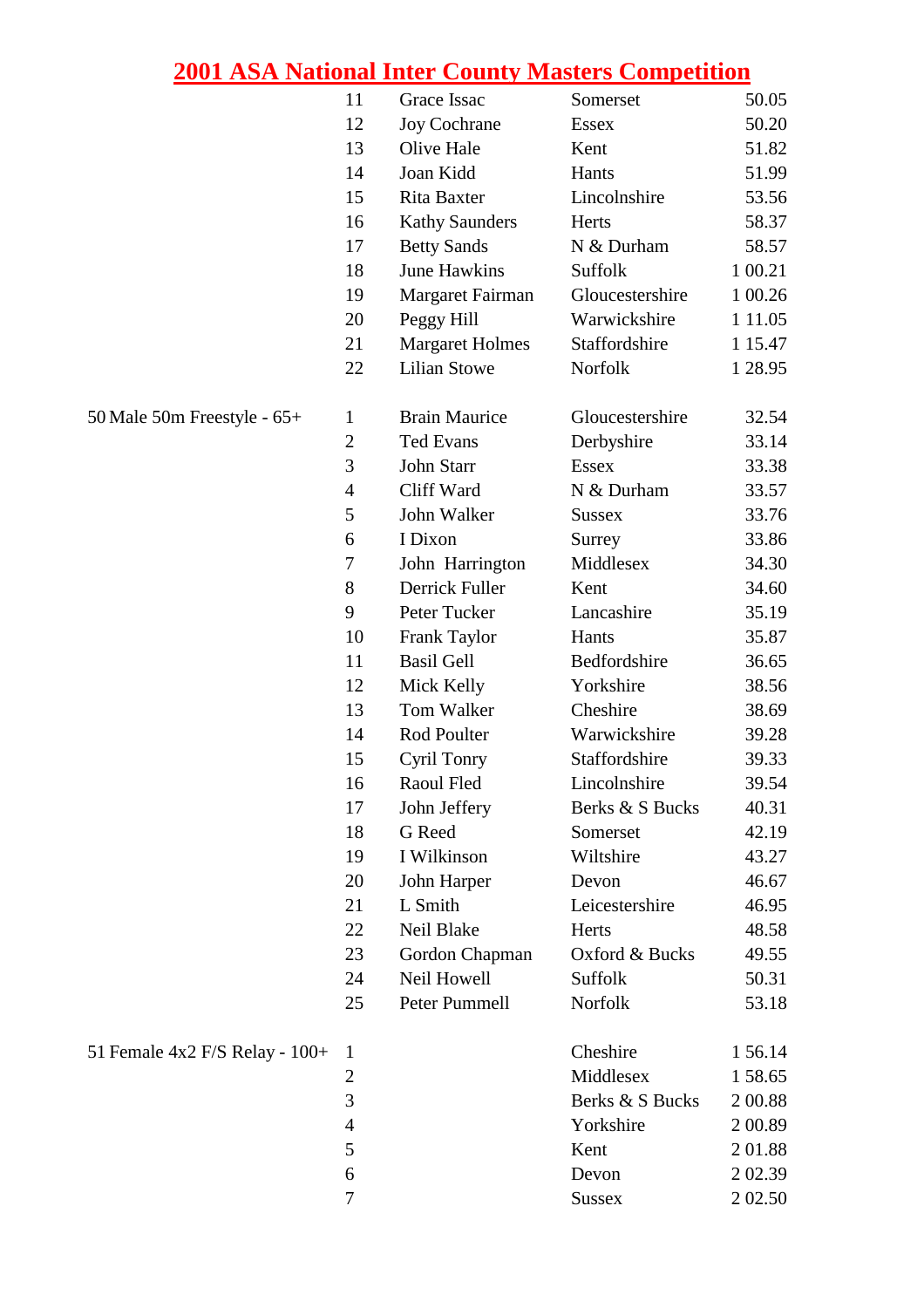# 2001 ASA National Inter County Masters Competition

| Event | Place | Name | County | Time |
|---|---|---|---|---|
| | 11 | Grace Issac | Somerset | 50.05 |
| | 12 | Joy Cochrane | Essex | 50.20 |
| | 13 | Olive Hale | Kent | 51.82 |
| | 14 | Joan Kidd | Hants | 51.99 |
| | 15 | Rita Baxter | Lincolnshire | 53.56 |
| | 16 | Kathy Saunders | Herts | 58.37 |
| | 17 | Betty Sands | N & Durham | 58.57 |
| | 18 | June Hawkins | Suffolk | 1 00.21 |
| | 19 | Margaret Fairman | Gloucestershire | 1 00.26 |
| | 20 | Peggy Hill | Warwickshire | 1 11.05 |
| | 21 | Margaret Holmes | Staffordshire | 1 15.47 |
| | 22 | Lilian Stowe | Norfolk | 1 28.95 |
| 50 Male 50m Freestyle - 65+ | 1 | Brain Maurice | Gloucestershire | 32.54 |
| | 2 | Ted Evans | Derbyshire | 33.14 |
| | 3 | John Starr | Essex | 33.38 |
| | 4 | Cliff Ward | N & Durham | 33.57 |
| | 5 | John Walker | Sussex | 33.76 |
| | 6 | I Dixon | Surrey | 33.86 |
| | 7 | John  Harrington | Middlesex | 34.30 |
| | 8 | Derrick Fuller | Kent | 34.60 |
| | 9 | Peter Tucker | Lancashire | 35.19 |
| | 10 | Frank Taylor | Hants | 35.87 |
| | 11 | Basil Gell | Bedfordshire | 36.65 |
| | 12 | Mick Kelly | Yorkshire | 38.56 |
| | 13 | Tom Walker | Cheshire | 38.69 |
| | 14 | Rod Poulter | Warwickshire | 39.28 |
| | 15 | Cyril Tonry | Staffordshire | 39.33 |
| | 16 | Raoul Fled | Lincolnshire | 39.54 |
| | 17 | John Jeffery | Berks & S Bucks | 40.31 |
| | 18 | G Reed | Somerset | 42.19 |
| | 19 | I Wilkinson | Wiltshire | 43.27 |
| | 20 | John Harper | Devon | 46.67 |
| | 21 | L Smith | Leicestershire | 46.95 |
| | 22 | Neil Blake | Herts | 48.58 |
| | 23 | Gordon Chapman | Oxford & Bucks | 49.55 |
| | 24 | Neil Howell | Suffolk | 50.31 |
| | 25 | Peter Pummell | Norfolk | 53.18 |
| 51 Female 4x2 F/S Relay - 100+ | 1 | | Cheshire | 1 56.14 |
| | 2 | | Middlesex | 1 58.65 |
| | 3 | | Berks & S Bucks | 2 00.88 |
| | 4 | | Yorkshire | 2 00.89 |
| | 5 | | Kent | 2 01.88 |
| | 6 | | Devon | 2 02.39 |
| | 7 | | Sussex | 2 02.50 |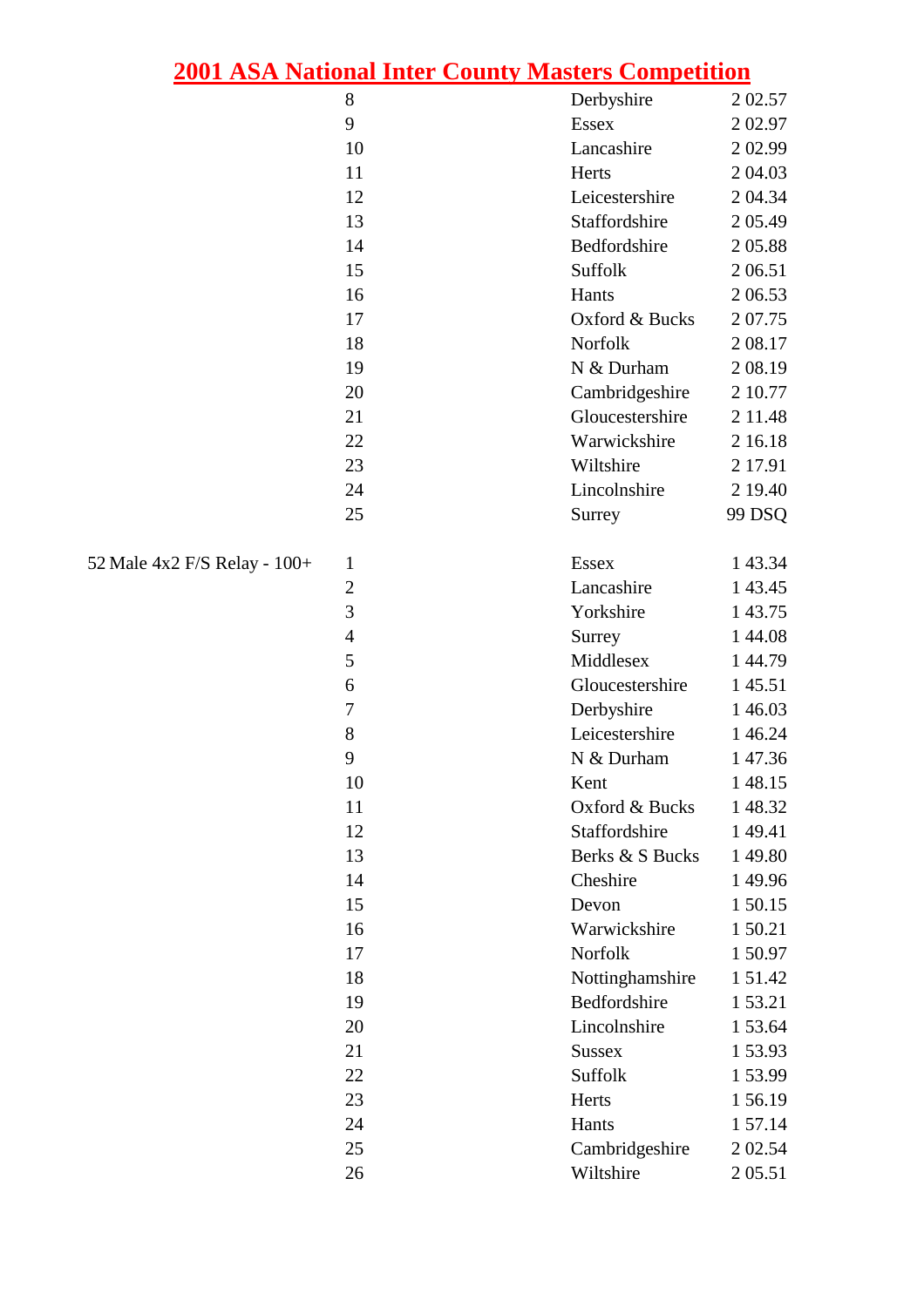# 2001 ASA National Inter County Masters Competition

| Event | Pos | County | Time |
|---|---|---|---|
| | 8 | Derbyshire | 2 02.57 |
| | 9 | Essex | 2 02.97 |
| | 10 | Lancashire | 2 02.99 |
| | 11 | Herts | 2 04.03 |
| | 12 | Leicestershire | 2 04.34 |
| | 13 | Staffordshire | 2 05.49 |
| | 14 | Bedfordshire | 2 05.88 |
| | 15 | Suffolk | 2 06.51 |
| | 16 | Hants | 2 06.53 |
| | 17 | Oxford & Bucks | 2 07.75 |
| | 18 | Norfolk | 2 08.17 |
| | 19 | N & Durham | 2 08.19 |
| | 20 | Cambridgeshire | 2 10.77 |
| | 21 | Gloucestershire | 2 11.48 |
| | 22 | Warwickshire | 2 16.18 |
| | 23 | Wiltshire | 2 17.91 |
| | 24 | Lincolnshire | 2 19.40 |
| | 25 | Surrey | 99 DSQ |
| 52 Male 4x2 F/S Relay - 100+ | 1 | Essex | 1 43.34 |
| | 2 | Lancashire | 1 43.45 |
| | 3 | Yorkshire | 1 43.75 |
| | 4 | Surrey | 1 44.08 |
| | 5 | Middlesex | 1 44.79 |
| | 6 | Gloucestershire | 1 45.51 |
| | 7 | Derbyshire | 1 46.03 |
| | 8 | Leicestershire | 1 46.24 |
| | 9 | N & Durham | 1 47.36 |
| | 10 | Kent | 1 48.15 |
| | 11 | Oxford & Bucks | 1 48.32 |
| | 12 | Staffordshire | 1 49.41 |
| | 13 | Berks & S Bucks | 1 49.80 |
| | 14 | Cheshire | 1 49.96 |
| | 15 | Devon | 1 50.15 |
| | 16 | Warwickshire | 1 50.21 |
| | 17 | Norfolk | 1 50.97 |
| | 18 | Nottinghamshire | 1 51.42 |
| | 19 | Bedfordshire | 1 53.21 |
| | 20 | Lincolnshire | 1 53.64 |
| | 21 | Sussex | 1 53.93 |
| | 22 | Suffolk | 1 53.99 |
| | 23 | Herts | 1 56.19 |
| | 24 | Hants | 1 57.14 |
| | 25 | Cambridgeshire | 2 02.54 |
| | 26 | Wiltshire | 2 05.51 |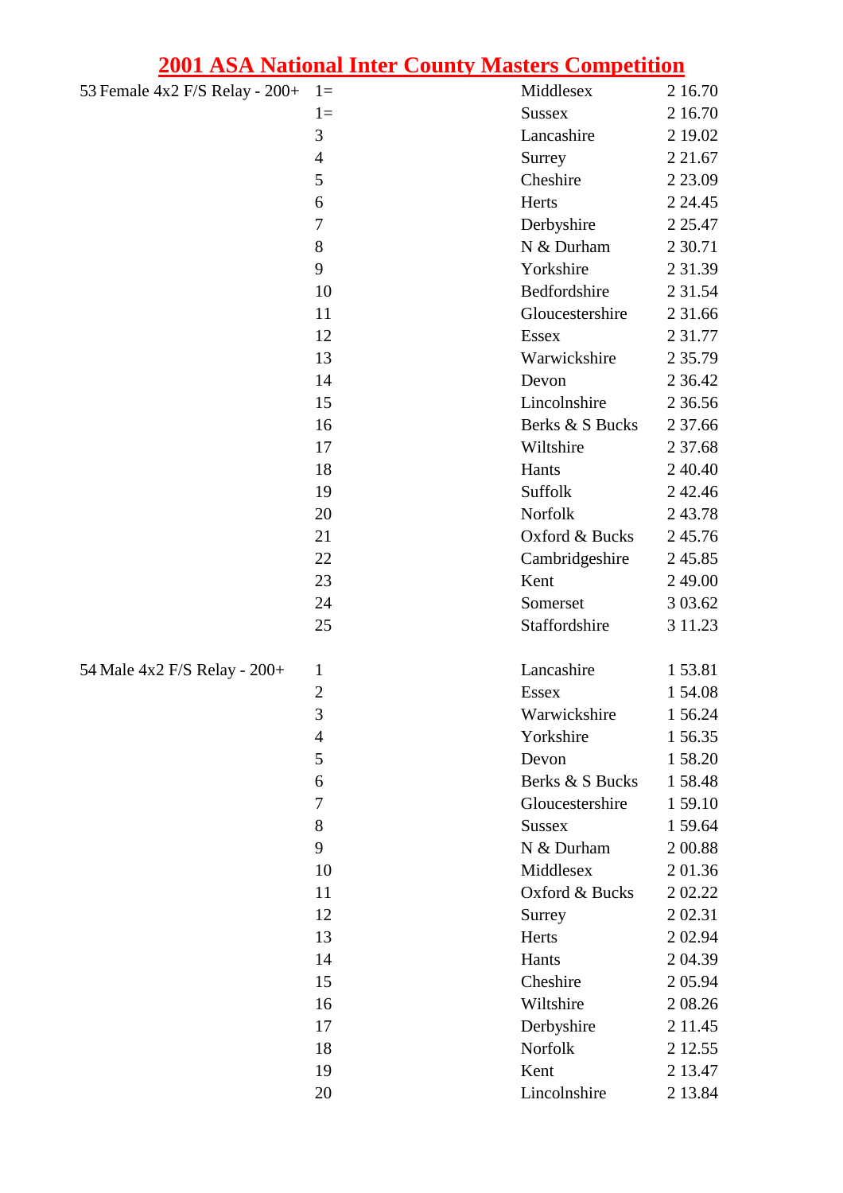# 2001 ASA National Inter County Masters Competition

| Event | Place | County | Time |
|---|---|---|---|
| 53 Female 4x2 F/S Relay - 200+ | 1= | Middlesex | 2 16.70 |
| | 1= | Sussex | 2 16.70 |
| | 3 | Lancashire | 2 19.02 |
| | 4 | Surrey | 2 21.67 |
| | 5 | Cheshire | 2 23.09 |
| | 6 | Herts | 2 24.45 |
| | 7 | Derbyshire | 2 25.47 |
| | 8 | N & Durham | 2 30.71 |
| | 9 | Yorkshire | 2 31.39 |
| | 10 | Bedfordshire | 2 31.54 |
| | 11 | Gloucestershire | 2 31.66 |
| | 12 | Essex | 2 31.77 |
| | 13 | Warwickshire | 2 35.79 |
| | 14 | Devon | 2 36.42 |
| | 15 | Lincolnshire | 2 36.56 |
| | 16 | Berks & S Bucks | 2 37.66 |
| | 17 | Wiltshire | 2 37.68 |
| | 18 | Hants | 2 40.40 |
| | 19 | Suffolk | 2 42.46 |
| | 20 | Norfolk | 2 43.78 |
| | 21 | Oxford & Bucks | 2 45.76 |
| | 22 | Cambridgeshire | 2 45.85 |
| | 23 | Kent | 2 49.00 |
| | 24 | Somerset | 3 03.62 |
| | 25 | Staffordshire | 3 11.23 |
| 54 Male 4x2 F/S Relay - 200+ | 1 | Lancashire | 1 53.81 |
| | 2 | Essex | 1 54.08 |
| | 3 | Warwickshire | 1 56.24 |
| | 4 | Yorkshire | 1 56.35 |
| | 5 | Devon | 1 58.20 |
| | 6 | Berks & S Bucks | 1 58.48 |
| | 7 | Gloucestershire | 1 59.10 |
| | 8 | Sussex | 1 59.64 |
| | 9 | N & Durham | 2 00.88 |
| | 10 | Middlesex | 2 01.36 |
| | 11 | Oxford & Bucks | 2 02.22 |
| | 12 | Surrey | 2 02.31 |
| | 13 | Herts | 2 02.94 |
| | 14 | Hants | 2 04.39 |
| | 15 | Cheshire | 2 05.94 |
| | 16 | Wiltshire | 2 08.26 |
| | 17 | Derbyshire | 2 11.45 |
| | 18 | Norfolk | 2 12.55 |
| | 19 | Kent | 2 13.47 |
| | 20 | Lincolnshire | 2 13.84 |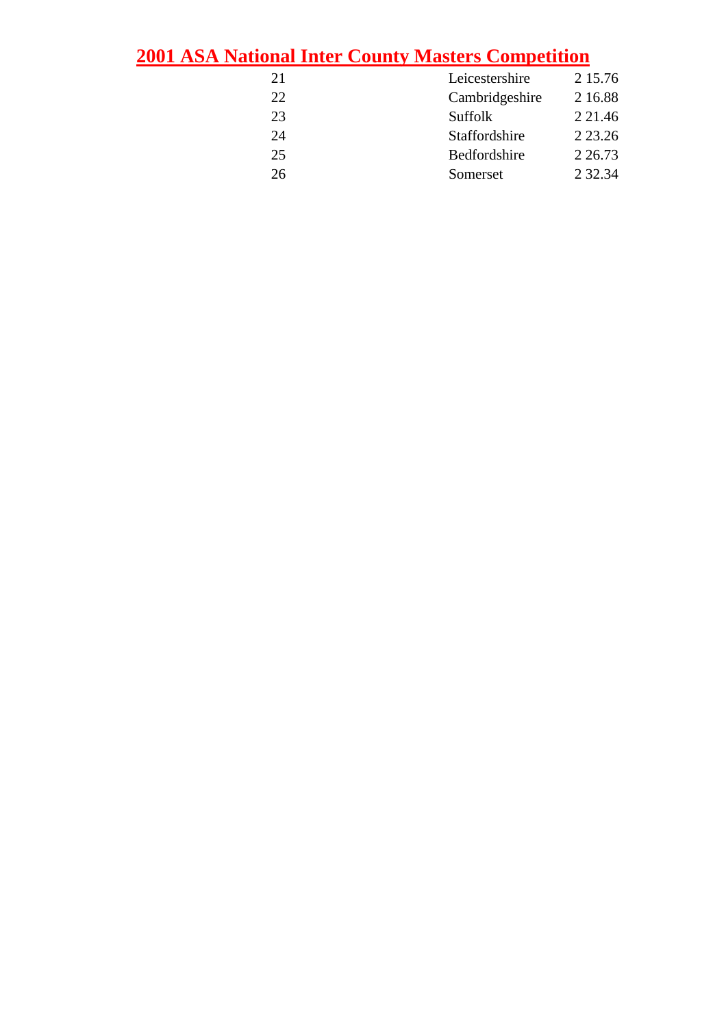# 2001 ASA National Inter County Masters Competition

| | | |
|---|---|---|
| 21 | Leicestershire | 2 15.76 |
| 22 | Cambridgeshire | 2 16.88 |
| 23 | Suffolk | 2 21.46 |
| 24 | Staffordshire | 2 23.26 |
| 25 | Bedfordshire | 2 26.73 |
| 26 | Somerset | 2 32.34 |